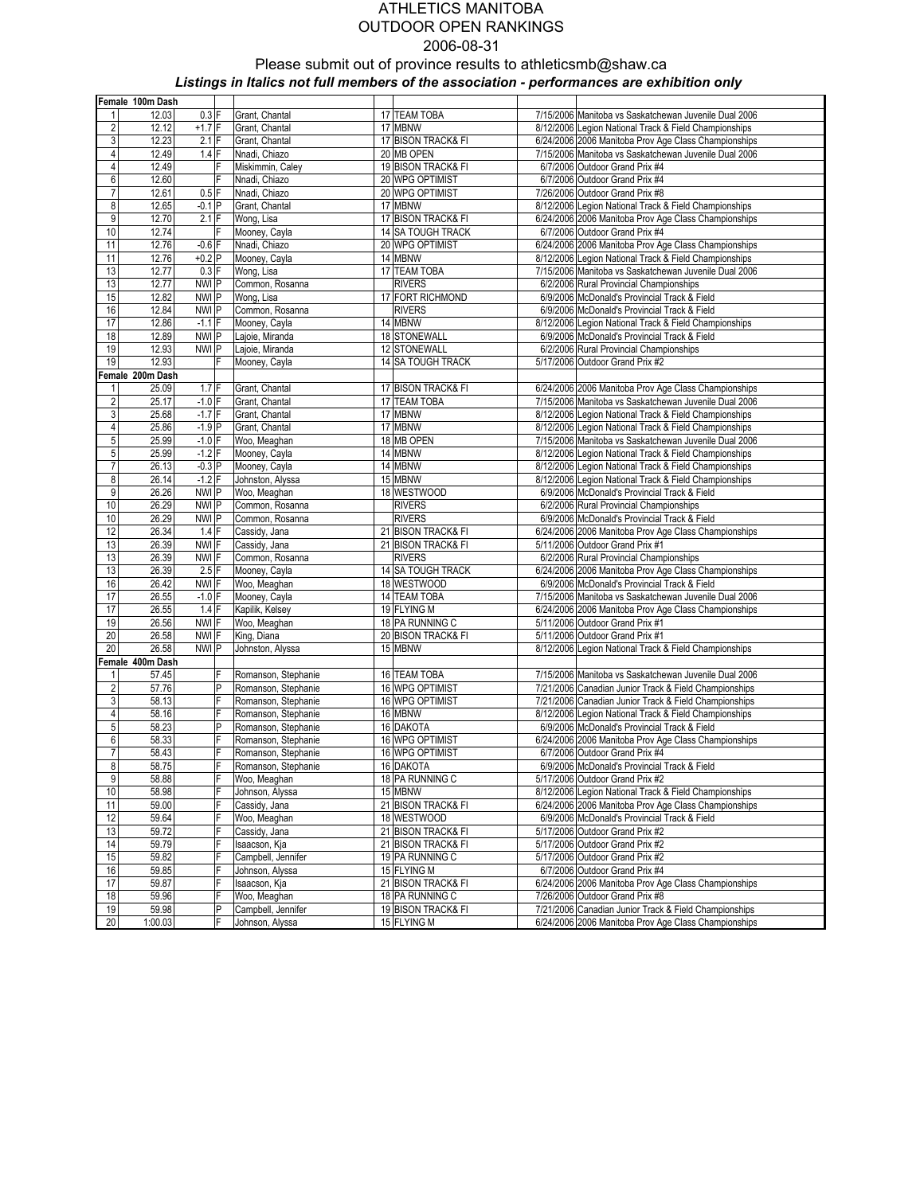# ATHLETICS MANITOBA
## OUTDOOR OPEN RANKINGS
### 2006-08-31

Please submit out of province results to athleticsmb@shaw.ca

***Listings in Italics not full members of the association - performances are exhibition only***

| Rank | Mark | Wind | F/P | Name | Age | Club | Date | Meet |
|---|---|---|---|---|---|---|---|---|
| **Female 100m Dash** | | | | | | | | |
| 1 | 12.03 | 0.3 | F | Grant, Chantal | 17 | TEAM TOBA | 7/15/2006 | Manitoba vs Saskatchewan Juvenile Dual 2006 |
| 2 | 12.12 | +1.7 | F | Grant, Chantal | 17 | MBNW | 8/12/2006 | Legion National Track & Field Championships |
| 3 | 12.23 | 2.1 | F | Grant, Chantal | 17 | BISON TRACK& FI | 6/24/2006 | 2006 Manitoba Prov Age Class Championships |
| 4 | 12.49 | 1.4 | F | Nnadi, Chiazo | 20 | MB OPEN | 7/15/2006 | Manitoba vs Saskatchewan Juvenile Dual 2006 |
| 4 | 12.49 | | F | Miskimmin, Caley | 19 | BISON TRACK& FI | 6/7/2006 | Outdoor Grand Prix #4 |
| 6 | 12.60 | | F | Nnadi, Chiazo | 20 | WPG OPTIMIST | 6/7/2006 | Outdoor Grand Prix #4 |
| 7 | 12.61 | 0.5 | F | Nnadi, Chiazo | 20 | WPG OPTIMIST | 7/26/2006 | Outdoor Grand Prix #8 |
| 8 | 12.65 | -0.1 | P | Grant, Chantal | 17 | MBNW | 8/12/2006 | Legion National Track & Field Championships |
| 9 | 12.70 | 2.1 | F | Wong, Lisa | 17 | BISON TRACK& FI | 6/24/2006 | 2006 Manitoba Prov Age Class Championships |
| 10 | 12.74 | | F | Mooney, Cayla | 14 | SA TOUGH TRACK | 6/7/2006 | Outdoor Grand Prix #4 |
| 11 | 12.76 | -0.6 | F | Nnadi, Chiazo | 20 | WPG OPTIMIST | 6/24/2006 | 2006 Manitoba Prov Age Class Championships |
| 11 | 12.76 | +0.2 | P | Mooney, Cayla | 14 | MBNW | 8/12/2006 | Legion National Track & Field Championships |
| 13 | 12.77 | 0.3 | F | Wong, Lisa | 17 | TEAM TOBA | 7/15/2006 | Manitoba vs Saskatchewan Juvenile Dual 2006 |
| 13 | 12.77 | NWI | P | Common, Rosanna | | RIVERS | 6/2/2006 | Rural Provincial Championships |
| 15 | 12.82 | NWI | P | Wong, Lisa | 17 | FORT RICHMOND | 6/9/2006 | McDonald's Provincial Track & Field |
| 16 | 12.84 | NWI | P | Common, Rosanna | | RIVERS | 6/9/2006 | McDonald's Provincial Track & Field |
| 17 | 12.86 | -1.1 | F | Mooney, Cayla | 14 | MBNW | 8/12/2006 | Legion National Track & Field Championships |
| 18 | 12.89 | NWI | P | Lajoie, Miranda | 18 | STONEWALL | 6/9/2006 | McDonald's Provincial Track & Field |
| 19 | 12.93 | NWI | P | Lajoie, Miranda | 12 | STONEWALL | 6/2/2006 | Rural Provincial Championships |
| 19 | 12.93 | | F | Mooney, Cayla | 14 | SA TOUGH TRACK | 5/17/2006 | Outdoor Grand Prix #2 |
| **Female 200m Dash** | | | | | | | | |
| 1 | 25.09 | 1.7 | F | Grant, Chantal | 17 | BISON TRACK& FI | 6/24/2006 | 2006 Manitoba Prov Age Class Championships |
| 2 | 25.17 | -1.0 | F | Grant, Chantal | 17 | TEAM TOBA | 7/15/2006 | Manitoba vs Saskatchewan Juvenile Dual 2006 |
| 3 | 25.68 | -1.7 | F | Grant, Chantal | 17 | MBNW | 8/12/2006 | Legion National Track & Field Championships |
| 4 | 25.86 | -1.9 | P | Grant, Chantal | 17 | MBNW | 8/12/2006 | Legion National Track & Field Championships |
| 5 | 25.99 | -1.0 | F | Woo, Meaghan | 18 | MB OPEN | 7/15/2006 | Manitoba vs Saskatchewan Juvenile Dual 2006 |
| 5 | 25.99 | -1.2 | F | Mooney, Cayla | 14 | MBNW | 8/12/2006 | Legion National Track & Field Championships |
| 7 | 26.13 | -0.3 | P | Mooney, Cayla | 14 | MBNW | 8/12/2006 | Legion National Track & Field Championships |
| 8 | 26.14 | -1.2 | F | Johnston, Alyssa | 15 | MBNW | 8/12/2006 | Legion National Track & Field Championships |
| 9 | 26.26 | NWI | P | Woo, Meaghan | 18 | WESTWOOD | 6/9/2006 | McDonald's Provincial Track & Field |
| 10 | 26.29 | NWI | P | Common, Rosanna | | RIVERS | 6/2/2006 | Rural Provincial Championships |
| 10 | 26.29 | NWI | P | Common, Rosanna | | RIVERS | 6/9/2006 | McDonald's Provincial Track & Field |
| 12 | 26.34 | 1.4 | F | Cassidy, Jana | 21 | BISON TRACK& FI | 6/24/2006 | 2006 Manitoba Prov Age Class Championships |
| 13 | 26.39 | NWI | F | Cassidy, Jana | 21 | BISON TRACK& FI | 5/11/2006 | Outdoor Grand Prix #1 |
| 13 | 26.39 | NWI | F | Common, Rosanna | | RIVERS | 6/2/2006 | Rural Provincial Championships |
| 13 | 26.39 | 2.5 | F | Mooney, Cayla | 14 | SA TOUGH TRACK | 6/24/2006 | 2006 Manitoba Prov Age Class Championships |
| 16 | 26.42 | NWI | F | Woo, Meaghan | 18 | WESTWOOD | 6/9/2006 | McDonald's Provincial Track & Field |
| 17 | 26.55 | -1.0 | F | Mooney, Cayla | 14 | TEAM TOBA | 7/15/2006 | Manitoba vs Saskatchewan Juvenile Dual 2006 |
| 17 | 26.55 | 1.4 | F | Kapilik, Kelsey | 19 | FLYING M | 6/24/2006 | 2006 Manitoba Prov Age Class Championships |
| 19 | 26.56 | NWI | F | Woo, Meaghan | 18 | PA RUNNING C | 5/11/2006 | Outdoor Grand Prix #1 |
| 20 | 26.58 | NWI | F | King, Diana | 20 | BISON TRACK& FI | 5/11/2006 | Outdoor Grand Prix #1 |
| 20 | 26.58 | NWI | P | Johnston, Alyssa | 15 | MBNW | 8/12/2006 | Legion National Track & Field Championships |
| **Female 400m Dash** | | | | | | | | |
| 1 | 57.45 | | F | Romanson, Stephanie | 16 | TEAM TOBA | 7/15/2006 | Manitoba vs Saskatchewan Juvenile Dual 2006 |
| 2 | 57.76 | | P | Romanson, Stephanie | 16 | WPG OPTIMIST | 7/21/2006 | Canadian Junior Track & Field Championships |
| 3 | 58.13 | | F | Romanson, Stephanie | 16 | WPG OPTIMIST | 7/21/2006 | Canadian Junior Track & Field Championships |
| 4 | 58.16 | | F | Romanson, Stephanie | 16 | MBNW | 8/12/2006 | Legion National Track & Field Championships |
| 5 | 58.23 | | P | Romanson, Stephanie | 16 | DAKOTA | 6/9/2006 | McDonald's Provincial Track & Field |
| 6 | 58.33 | | F | Romanson, Stephanie | 16 | WPG OPTIMIST | 6/24/2006 | 2006 Manitoba Prov Age Class Championships |
| 7 | 58.43 | | F | Romanson, Stephanie | 16 | WPG OPTIMIST | 6/7/2006 | Outdoor Grand Prix #4 |
| 8 | 58.75 | | F | Romanson, Stephanie | 16 | DAKOTA | 6/9/2006 | McDonald's Provincial Track & Field |
| 9 | 58.88 | | F | Woo, Meaghan | 18 | PA RUNNING C | 5/17/2006 | Outdoor Grand Prix #2 |
| 10 | 58.98 | | F | Johnson, Alyssa | 15 | MBNW | 8/12/2006 | Legion National Track & Field Championships |
| 11 | 59.00 | | F | Cassidy, Jana | 21 | BISON TRACK& FI | 6/24/2006 | 2006 Manitoba Prov Age Class Championships |
| 12 | 59.64 | | F | Woo, Meaghan | 18 | WESTWOOD | 6/9/2006 | McDonald's Provincial Track & Field |
| 13 | 59.72 | | F | Cassidy, Jana | 21 | BISON TRACK& FI | 5/17/2006 | Outdoor Grand Prix #2 |
| 14 | 59.79 | | F | Isaacson, Kja | 21 | BISON TRACK& FI | 5/17/2006 | Outdoor Grand Prix #2 |
| 15 | 59.82 | | F | Campbell, Jennifer | 19 | PA RUNNING C | 5/17/2006 | Outdoor Grand Prix #2 |
| 16 | 59.85 | | F | Johnson, Alyssa | 15 | FLYING M | 6/7/2006 | Outdoor Grand Prix #4 |
| 17 | 59.87 | | F | Isaacson, Kja | 21 | BISON TRACK& FI | 6/24/2006 | 2006 Manitoba Prov Age Class Championships |
| 18 | 59.96 | | F | Woo, Meaghan | 18 | PA RUNNING C | 7/26/2006 | Outdoor Grand Prix #8 |
| 19 | 59.98 | | P | Campbell, Jennifer | 19 | BISON TRACK& FI | 7/21/2006 | Canadian Junior Track & Field Championships |
| 20 | 1:00.03 | | F | Johnson, Alyssa | 15 | FLYING M | 6/24/2006 | 2006 Manitoba Prov Age Class Championships |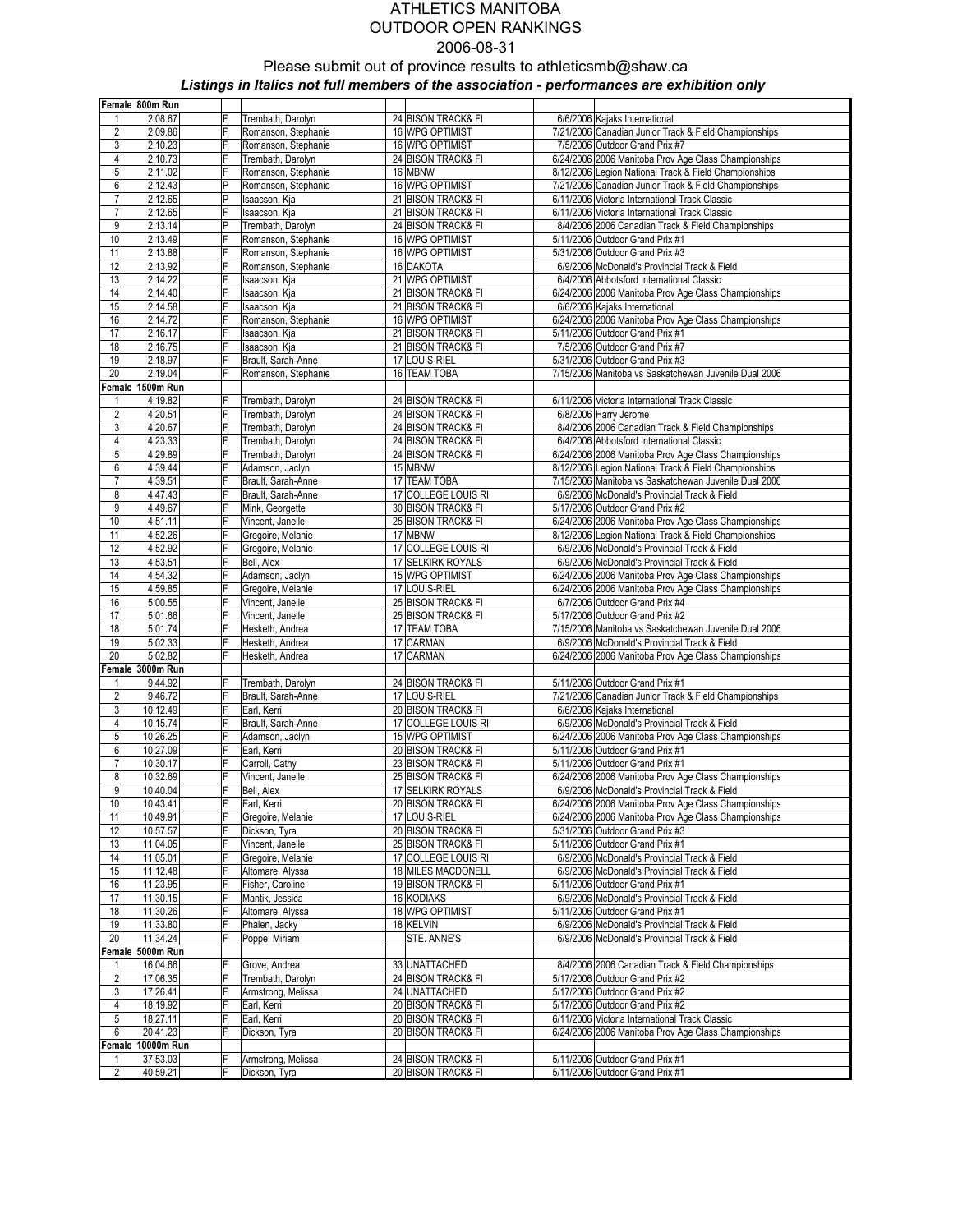# ATHLETICS MANITOBA
## OUTDOOR OPEN RANKINGS
### 2006-08-31

Please submit out of province results to athleticsmb@shaw.ca

***Listings in Italics not full members of the association - performances are exhibition only***

| | | | | | | | |
|---|---|---|---|---|---|---|---|
| **Female 800m Run** | | | | | | | |
| 1 | 2:08.67 | F | Trembath, Darolyn | 24 | BISON TRACK& FI | 6/6/2006 | Kajaks International |
| 2 | 2:09.86 | F | Romanson, Stephanie | 16 | WPG OPTIMIST | 7/21/2006 | Canadian Junior Track & Field Championships |
| 3 | 2:10.23 | F | Romanson, Stephanie | 16 | WPG OPTIMIST | 7/5/2006 | Outdoor Grand Prix #7 |
| 4 | 2:10.73 | F | Trembath, Darolyn | 24 | BISON TRACK& FI | 6/24/2006 | 2006 Manitoba Prov Age Class Championships |
| 5 | 2:11.02 | F | Romanson, Stephanie | 16 | MBNW | 8/12/2006 | Legion National Track & Field Championships |
| 6 | 2:12.43 | P | Romanson, Stephanie | 16 | WPG OPTIMIST | 7/21/2006 | Canadian Junior Track & Field Championships |
| 7 | 2:12.65 | P | Isaacson, Kja | 21 | BISON TRACK& FI | 6/11/2006 | Victoria International Track Classic |
| 7 | 2:12.65 | F | Isaacson, Kja | 21 | BISON TRACK& FI | 6/11/2006 | Victoria International Track Classic |
| 9 | 2:13.14 | P | Trembath, Darolyn | 24 | BISON TRACK& FI | 8/4/2006 | 2006 Canadian Track & Field Championships |
| 10 | 2:13.49 | F | Romanson, Stephanie | 16 | WPG OPTIMIST | 5/11/2006 | Outdoor Grand Prix #1 |
| 11 | 2:13.88 | F | Romanson, Stephanie | 16 | WPG OPTIMIST | 5/31/2006 | Outdoor Grand Prix #3 |
| 12 | 2:13.92 | F | Romanson, Stephanie | 16 | DAKOTA | 6/9/2006 | McDonald's Provincial Track & Field |
| 13 | 2:14.22 | F | Isaacson, Kja | 21 | WPG OPTIMIST | 6/4/2006 | Abbotsford International Classic |
| 14 | 2:14.40 | F | Isaacson, Kja | 21 | BISON TRACK& FI | 6/24/2006 | 2006 Manitoba Prov Age Class Championships |
| 15 | 2:14.58 | F | Isaacson, Kja | 21 | BISON TRACK& FI | 6/6/2006 | Kajaks International |
| 16 | 2:14.72 | F | Romanson, Stephanie | 16 | WPG OPTIMIST | 6/24/2006 | 2006 Manitoba Prov Age Class Championships |
| 17 | 2:16.17 | F | Isaacson, Kja | 21 | BISON TRACK& FI | 5/11/2006 | Outdoor Grand Prix #1 |
| 18 | 2:16.75 | F | Isaacson, Kja | 21 | BISON TRACK& FI | 7/5/2006 | Outdoor Grand Prix #7 |
| 19 | 2:18.97 | F | Brault, Sarah-Anne | 17 | LOUIS-RIEL | 5/31/2006 | Outdoor Grand Prix #3 |
| 20 | 2:19.04 | F | Romanson, Stephanie | 16 | TEAM TOBA | 7/15/2006 | Manitoba vs Saskatchewan Juvenile Dual 2006 |
| **Female 1500m Run** | | | | | | | |
| 1 | 4:19.82 | F | Trembath, Darolyn | 24 | BISON TRACK& FI | 6/11/2006 | Victoria International Track Classic |
| 2 | 4:20.51 | F | Trembath, Darolyn | 24 | BISON TRACK& FI | 6/8/2006 | Harry Jerome |
| 3 | 4:20.67 | F | Trembath, Darolyn | 24 | BISON TRACK& FI | 8/4/2006 | 2006 Canadian Track & Field Championships |
| 4 | 4:23.33 | F | Trembath, Darolyn | 24 | BISON TRACK& FI | 6/4/2006 | Abbotsford International Classic |
| 5 | 4:29.89 | F | Trembath, Darolyn | 24 | BISON TRACK& FI | 6/24/2006 | 2006 Manitoba Prov Age Class Championships |
| 6 | 4:39.44 | F | Adamson, Jaclyn | 15 | MBNW | 8/12/2006 | Legion National Track & Field Championships |
| 7 | 4:39.51 | F | Brault, Sarah-Anne | 17 | TEAM TOBA | 7/15/2006 | Manitoba vs Saskatchewan Juvenile Dual 2006 |
| 8 | 4:47.43 | F | Brault, Sarah-Anne | 17 | COLLEGE LOUIS RI | 6/9/2006 | McDonald's Provincial Track & Field |
| 9 | 4:49.67 | F | Mink, Georgette | 30 | BISON TRACK& FI | 5/17/2006 | Outdoor Grand Prix #2 |
| 10 | 4:51.11 | F | Vincent, Janelle | 25 | BISON TRACK& FI | 6/24/2006 | 2006 Manitoba Prov Age Class Championships |
| 11 | 4:52.26 | F | Gregoire, Melanie | 17 | MBNW | 8/12/2006 | Legion National Track & Field Championships |
| 12 | 4:52.92 | F | Gregoire, Melanie | 17 | COLLEGE LOUIS RI | 6/9/2006 | McDonald's Provincial Track & Field |
| 13 | 4:53.51 | F | Bell, Alex | 17 | SELKIRK ROYALS | 6/9/2006 | McDonald's Provincial Track & Field |
| 14 | 4:54.32 | F | Adamson, Jaclyn | 15 | WPG OPTIMIST | 6/24/2006 | 2006 Manitoba Prov Age Class Championships |
| 15 | 4:59.85 | F | Gregoire, Melanie | 17 | LOUIS-RIEL | 6/24/2006 | 2006 Manitoba Prov Age Class Championships |
| 16 | 5:00.55 | F | Vincent, Janelle | 25 | BISON TRACK& FI | 6/7/2006 | Outdoor Grand Prix #4 |
| 17 | 5:01.66 | F | Vincent, Janelle | 25 | BISON TRACK& FI | 5/17/2006 | Outdoor Grand Prix #2 |
| 18 | 5:01.74 | F | Hesketh, Andrea | 17 | TEAM TOBA | 7/15/2006 | Manitoba vs Saskatchewan Juvenile Dual 2006 |
| 19 | 5:02.33 | F | Hesketh, Andrea | 17 | CARMAN | 6/9/2006 | McDonald's Provincial Track & Field |
| 20 | 5:02.82 | F | Hesketh, Andrea | 17 | CARMAN | 6/24/2006 | 2006 Manitoba Prov Age Class Championships |
| **Female 3000m Run** | | | | | | | |
| 1 | 9:44.92 | F | Trembath, Darolyn | 24 | BISON TRACK& FI | 5/11/2006 | Outdoor Grand Prix #1 |
| 2 | 9:46.72 | F | Brault, Sarah-Anne | 17 | LOUIS-RIEL | 7/21/2006 | Canadian Junior Track & Field Championships |
| 3 | 10:12.49 | F | Earl, Kerri | 20 | BISON TRACK& FI | 6/6/2006 | Kajaks International |
| 4 | 10:15.74 | F | Brault, Sarah-Anne | 17 | COLLEGE LOUIS RI | 6/9/2006 | McDonald's Provincial Track & Field |
| 5 | 10:26.25 | F | Adamson, Jaclyn | 15 | WPG OPTIMIST | 6/24/2006 | 2006 Manitoba Prov Age Class Championships |
| 6 | 10:27.09 | F | Earl, Kerri | 20 | BISON TRACK& FI | 5/11/2006 | Outdoor Grand Prix #1 |
| 7 | 10:30.17 | F | Carroll, Cathy | 23 | BISON TRACK& FI | 5/11/2006 | Outdoor Grand Prix #1 |
| 8 | 10:32.69 | F | Vincent, Janelle | 25 | BISON TRACK& FI | 6/24/2006 | 2006 Manitoba Prov Age Class Championships |
| 9 | 10:40.04 | F | Bell, Alex | 17 | SELKIRK ROYALS | 6/9/2006 | McDonald's Provincial Track & Field |
| 10 | 10:43.41 | F | Earl, Kerri | 20 | BISON TRACK& FI | 6/24/2006 | 2006 Manitoba Prov Age Class Championships |
| 11 | 10:49.91 | F | Gregoire, Melanie | 17 | LOUIS-RIEL | 6/24/2006 | 2006 Manitoba Prov Age Class Championships |
| 12 | 10:57.57 | F | Dickson, Tyra | 20 | BISON TRACK& FI | 5/31/2006 | Outdoor Grand Prix #3 |
| 13 | 11:04.05 | F | Vincent, Janelle | 25 | BISON TRACK& FI | 5/11/2006 | Outdoor Grand Prix #1 |
| 14 | 11:05.01 | F | Gregoire, Melanie | 17 | COLLEGE LOUIS RI | 6/9/2006 | McDonald's Provincial Track & Field |
| 15 | 11:12.48 | F | Altomare, Alyssa | 18 | MILES MACDONELL | 6/9/2006 | McDonald's Provincial Track & Field |
| 16 | 11:23.95 | F | Fisher, Caroline | 19 | BISON TRACK& FI | 5/11/2006 | Outdoor Grand Prix #1 |
| 17 | 11:30.15 | F | Mantik, Jessica | 16 | KODIAKS | 6/9/2006 | McDonald's Provincial Track & Field |
| 18 | 11:30.26 | F | Altomare, Alyssa | 18 | WPG OPTIMIST | 5/11/2006 | Outdoor Grand Prix #1 |
| 19 | 11:33.80 | F | Phalen, Jacky | 18 | KELVIN | 6/9/2006 | McDonald's Provincial Track & Field |
| 20 | 11:34.24 | F | Poppe, Miriam | | STE. ANNE'S | 6/9/2006 | McDonald's Provincial Track & Field |
| **Female 5000m Run** | | | | | | | |
| 1 | 16:04.66 | F | Grove, Andrea | 33 | UNATTACHED | 8/4/2006 | 2006 Canadian Track & Field Championships |
| 2 | 17:06.35 | F | Trembath, Darolyn | 24 | BISON TRACK& FI | 5/17/2006 | Outdoor Grand Prix #2 |
| 3 | 17:26.41 | F | Armstrong, Melissa | 24 | UNATTACHED | 5/17/2006 | Outdoor Grand Prix #2 |
| 4 | 18:19.92 | F | Earl, Kerri | 20 | BISON TRACK& FI | 5/17/2006 | Outdoor Grand Prix #2 |
| 5 | 18:27.11 | F | Earl, Kerri | 20 | BISON TRACK& FI | 6/11/2006 | Victoria International Track Classic |
| 6 | 20:41.23 | F | Dickson, Tyra | 20 | BISON TRACK& FI | 6/24/2006 | 2006 Manitoba Prov Age Class Championships |
| **Female 10000m Run** | | | | | | | |
| 1 | 37:53.03 | F | Armstrong, Melissa | 24 | BISON TRACK& FI | 5/11/2006 | Outdoor Grand Prix #1 |
| 2 | 40:59.21 | F | Dickson, Tyra | 20 | BISON TRACK& FI | 5/11/2006 | Outdoor Grand Prix #1 |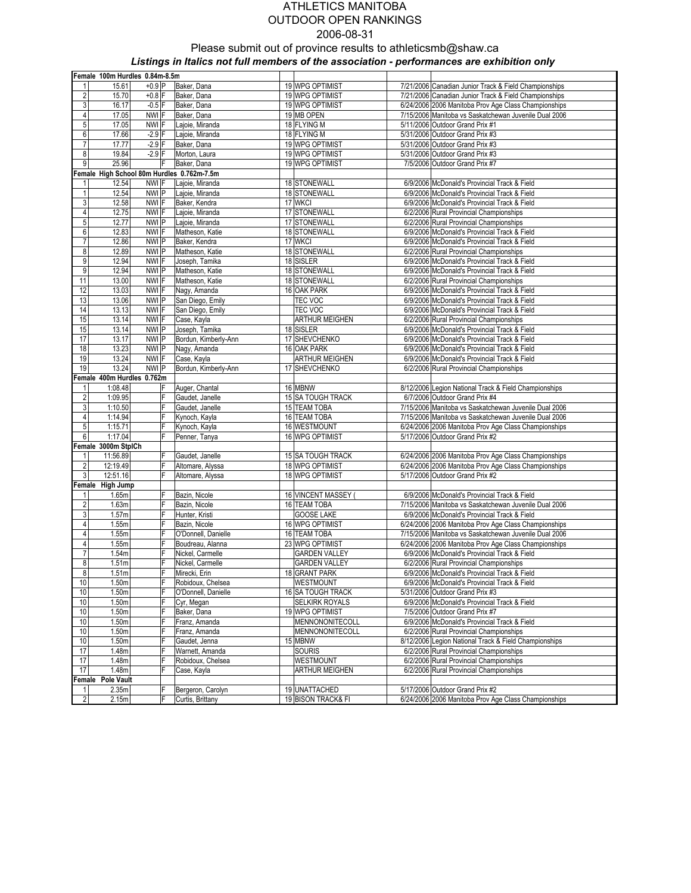# ATHLETICS MANITOBA
## OUTDOOR OPEN RANKINGS
### 2006-08-31

Please submit out of province results to athleticsmb@shaw.ca

***Listings in Italics not full members of the association - performances are exhibition only***

| Rank | Mark | Wind | F/P | Name | Age | Club | Date | Meet |
|---|---|---|---|---|---|---|---|---|
| **Female 100m Hurdles 0.84m-8.5m** | | | | | | | | |
| 1 | 15.61 | +0.9 | P | Baker, Dana | 19 | WPG OPTIMIST | 7/21/2006 | Canadian Junior Track & Field Championships |
| 2 | 15.70 | +0.8 | F | Baker, Dana | 19 | WPG OPTIMIST | 7/21/2006 | Canadian Junior Track & Field Championships |
| 3 | 16.17 | -0.5 | F | Baker, Dana | 19 | WPG OPTIMIST | 6/24/2006 | 2006 Manitoba Prov Age Class Championships |
| 4 | 17.05 | NWI | F | Baker, Dana | 19 | MB OPEN | 7/15/2006 | Manitoba vs Saskatchewan Juvenile Dual 2006 |
| 5 | 17.05 | NWI | F | Lajoie, Miranda | 18 | FLYING M | 5/11/2006 | Outdoor Grand Prix #1 |
| 6 | 17.66 | -2.9 | F | Lajoie, Miranda | 18 | FLYING M | 5/31/2006 | Outdoor Grand Prix #3 |
| 7 | 17.77 | -2.9 | F | Baker, Dana | 19 | WPG OPTIMIST | 5/31/2006 | Outdoor Grand Prix #3 |
| 8 | 19.84 | -2.9 | F | Morton, Laura | 19 | WPG OPTIMIST | 5/31/2006 | Outdoor Grand Prix #3 |
| 9 | 25.96 | | F | Baker, Dana | 19 | WPG OPTIMIST | 7/5/2006 | Outdoor Grand Prix #7 |
| **Female High School 80m Hurdles 0.762m-7.5m** | | | | | | | | |
| 1 | 12.54 | NWI | F | Lajoie, Miranda | 18 | STONEWALL | 6/9/2006 | McDonald's Provincial Track & Field |
| 1 | 12.54 | NWI | P | Lajoie, Miranda | 18 | STONEWALL | 6/9/2006 | McDonald's Provincial Track & Field |
| 3 | 12.58 | NWI | F | Baker, Kendra | 17 | WKCI | 6/9/2006 | McDonald's Provincial Track & Field |
| 4 | 12.75 | NWI | F | Lajoie, Miranda | 17 | STONEWALL | 6/2/2006 | Rural Provincial Championships |
| 5 | 12.77 | NWI | P | Lajoie, Miranda | 17 | STONEWALL | 6/2/2006 | Rural Provincial Championships |
| 6 | 12.83 | NWI | F | Matheson, Katie | 18 | STONEWALL | 6/9/2006 | McDonald's Provincial Track & Field |
| 7 | 12.86 | NWI | P | Baker, Kendra | 17 | WKCI | 6/9/2006 | McDonald's Provincial Track & Field |
| 8 | 12.89 | NWI | P | Matheson, Katie | 18 | STONEWALL | 6/2/2006 | Rural Provincial Championships |
| 9 | 12.94 | NWI | F | Joseph, Tamika | 18 | SISLER | 6/9/2006 | McDonald's Provincial Track & Field |
| 9 | 12.94 | NWI | P | Matheson, Katie | 18 | STONEWALL | 6/9/2006 | McDonald's Provincial Track & Field |
| 11 | 13.00 | NWI | F | Matheson, Katie | 18 | STONEWALL | 6/2/2006 | Rural Provincial Championships |
| 12 | 13.03 | NWI | F | Nagy, Amanda | 16 | OAK PARK | 6/9/2006 | McDonald's Provincial Track & Field |
| 13 | 13.06 | NWI | P | San Diego, Emily | | TEC VOC | 6/9/2006 | McDonald's Provincial Track & Field |
| 14 | 13.13 | NWI | F | San Diego, Emily | | TEC VOC | 6/9/2006 | McDonald's Provincial Track & Field |
| 15 | 13.14 | NWI | F | Case, Kayla | | ARTHUR MEIGHEN | 6/2/2006 | Rural Provincial Championships |
| 15 | 13.14 | NWI | P | Joseph, Tamika | 18 | SISLER | 6/9/2006 | McDonald's Provincial Track & Field |
| 17 | 13.17 | NWI | P | Bordun, Kimberly-Ann | 17 | SHEVCHENKO | 6/9/2006 | McDonald's Provincial Track & Field |
| 18 | 13.23 | NWI | P | Nagy, Amanda | 16 | OAK PARK | 6/9/2006 | McDonald's Provincial Track & Field |
| 19 | 13.24 | NWI | F | Case, Kayla | | ARTHUR MEIGHEN | 6/9/2006 | McDonald's Provincial Track & Field |
| 19 | 13.24 | NWI | P | Bordun, Kimberly-Ann | 17 | SHEVCHENKO | 6/2/2006 | Rural Provincial Championships |
| **Female 400m Hurdles 0.762m** | | | | | | | | |
| 1 | 1:08.48 | | F | Auger, Chantal | 16 | MBNW | 8/12/2006 | Legion National Track & Field Championships |
| 2 | 1:09.95 | | F | Gaudet, Janelle | 15 | SA TOUGH TRACK | 6/7/2006 | Outdoor Grand Prix #4 |
| 3 | 1:10.50 | | F | Gaudet, Janelle | 15 | TEAM TOBA | 7/15/2006 | Manitoba vs Saskatchewan Juvenile Dual 2006 |
| 4 | 1:14.94 | | F | Kynoch, Kayla | 16 | TEAM TOBA | 7/15/2006 | Manitoba vs Saskatchewan Juvenile Dual 2006 |
| 5 | 1:15.71 | | F | Kynoch, Kayla | 16 | WESTMOUNT | 6/24/2006 | 2006 Manitoba Prov Age Class Championships |
| 6 | 1:17.04 | | F | Penner, Tanya | 16 | WPG OPTIMIST | 5/17/2006 | Outdoor Grand Prix #2 |
| **Female 3000m StplCh** | | | | | | | | |
| 1 | 11:56.89 | | F | Gaudet, Janelle | 15 | SA TOUGH TRACK | 6/24/2006 | 2006 Manitoba Prov Age Class Championships |
| 2 | 12:19.49 | | F | Altomare, Alyssa | 18 | WPG OPTIMIST | 6/24/2006 | 2006 Manitoba Prov Age Class Championships |
| 3 | 12:51.16 | | F | Altomare, Alyssa | 18 | WPG OPTIMIST | 5/17/2006 | Outdoor Grand Prix #2 |
| **Female High Jump** | | | | | | | | |
| 1 | 1.65m | | F | Bazin, Nicole | 16 | VINCENT MASSEY ( | 6/9/2006 | McDonald's Provincial Track & Field |
| 2 | 1.63m | | F | Bazin, Nicole | 16 | TEAM TOBA | 7/15/2006 | Manitoba vs Saskatchewan Juvenile Dual 2006 |
| 3 | 1.57m | | F | Hunter, Kristi | | GOOSE LAKE | 6/9/2006 | McDonald's Provincial Track & Field |
| 4 | 1.55m | | F | Bazin, Nicole | 16 | WPG OPTIMIST | 6/24/2006 | 2006 Manitoba Prov Age Class Championships |
| 4 | 1.55m | | F | O'Donnell, Danielle | 16 | TEAM TOBA | 7/15/2006 | Manitoba vs Saskatchewan Juvenile Dual 2006 |
| 4 | 1.55m | | F | Boudreau, Alanna | 23 | WPG OPTIMIST | 6/24/2006 | 2006 Manitoba Prov Age Class Championships |
| 7 | 1.54m | | F | Nickel, Carmelle | | GARDEN VALLEY | 6/9/2006 | McDonald's Provincial Track & Field |
| 8 | 1.51m | | F | Nickel, Carmelle | | GARDEN VALLEY | 6/2/2006 | Rural Provincial Championships |
| 8 | 1.51m | | F | Mirecki, Erin | 18 | GRANT PARK | 6/9/2006 | McDonald's Provincial Track & Field |
| 10 | 1.50m | | F | Robidoux, Chelsea | | WESTMOUNT | 6/9/2006 | McDonald's Provincial Track & Field |
| 10 | 1.50m | | F | O'Donnell, Danielle | 16 | SA TOUGH TRACK | 5/31/2006 | Outdoor Grand Prix #3 |
| 10 | 1.50m | | F | Cyr, Megan | | SELKIRK ROYALS | 6/9/2006 | McDonald's Provincial Track & Field |
| 10 | 1.50m | | F | Baker, Dana | 19 | WPG OPTIMIST | 7/5/2006 | Outdoor Grand Prix #7 |
| 10 | 1.50m | | F | Franz, Amanda | | MENNONONITECOLL | 6/9/2006 | McDonald's Provincial Track & Field |
| 10 | 1.50m | | F | Franz, Amanda | | MENNONONITECOLL | 6/2/2006 | Rural Provincial Championships |
| 10 | 1.50m | | F | Gaudet, Jenna | 15 | MBNW | 8/12/2006 | Legion National Track & Field Championships |
| 17 | 1.48m | | F | Warnett, Amanda | | SOURIS | 6/2/2006 | Rural Provincial Championships |
| 17 | 1.48m | | F | Robidoux, Chelsea | | WESTMOUNT | 6/2/2006 | Rural Provincial Championships |
| 17 | 1.48m | | F | Case, Kayla | | ARTHUR MEIGHEN | 6/2/2006 | Rural Provincial Championships |
| **Female Pole Vault** | | | | | | | | |
| 1 | 2.35m | | F | Bergeron, Carolyn | 19 | UNATTACHED | 5/17/2006 | Outdoor Grand Prix #2 |
| 2 | 2.15m | | F | Curtis, Brittany | 19 | BISON TRACK& FI | 6/24/2006 | 2006 Manitoba Prov Age Class Championships |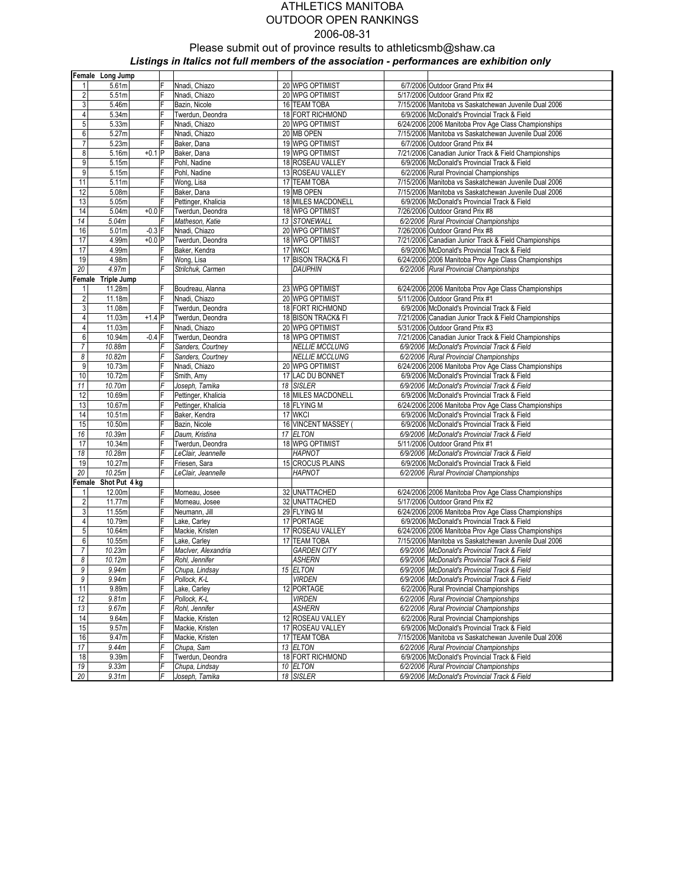# ATHLETICS MANITOBA
## OUTDOOR OPEN RANKINGS
2006-08-31

Please submit out of province results to athleticsmb@shaw.ca

***Listings in Italics not full members of the association - performances are exhibition only***

| | | | | | | | | |
|---|---|---|---|---|---|---|---|---|
| **Female** | **Long Jump** | | | | | | | |
| 1 | 5.61m | | F | Nnadi, Chiazo | 20 | WPG OPTIMIST | 6/7/2006 | Outdoor Grand Prix #4 |
| 2 | 5.51m | | F | Nnadi, Chiazo | 20 | WPG OPTIMIST | 5/17/2006 | Outdoor Grand Prix #2 |
| 3 | 5.46m | | F | Bazin, Nicole | 16 | TEAM TOBA | 7/15/2006 | Manitoba vs Saskatchewan Juvenile Dual 2006 |
| 4 | 5.34m | | F | Twerdun, Deondra | 18 | FORT RICHMOND | 6/9/2006 | McDonald's Provincial Track & Field |
| 5 | 5.33m | | F | Nnadi, Chiazo | 20 | WPG OPTIMIST | 6/24/2006 | 2006 Manitoba Prov Age Class Championships |
| 6 | 5.27m | | F | Nnadi, Chiazo | 20 | MB OPEN | 7/15/2006 | Manitoba vs Saskatchewan Juvenile Dual 2006 |
| 7 | 5.23m | | F | Baker, Dana | 19 | WPG OPTIMIST | 6/7/2006 | Outdoor Grand Prix #4 |
| 8 | 5.16m | +0.1 | P | Baker, Dana | 19 | WPG OPTIMIST | 7/21/2006 | Canadian Junior Track & Field Championships |
| 9 | 5.15m | | F | Pohl, Nadine | 18 | ROSEAU VALLEY | 6/9/2006 | McDonald's Provincial Track & Field |
| 9 | 5.15m | | F | Pohl, Nadine | 13 | ROSEAU VALLEY | 6/2/2006 | Rural Provincial Championships |
| 11 | 5.11m | | F | Wong, Lisa | 17 | TEAM TOBA | 7/15/2006 | Manitoba vs Saskatchewan Juvenile Dual 2006 |
| 12 | 5.08m | | F | Baker, Dana | 19 | MB OPEN | 7/15/2006 | Manitoba vs Saskatchewan Juvenile Dual 2006 |
| 13 | 5.05m | | F | Pettinger, Khalicia | 18 | MILES MACDONELL | 6/9/2006 | McDonald's Provincial Track & Field |
| 14 | 5.04m | +0.0 | F | Twerdun, Deondra | 18 | WPG OPTIMIST | 7/26/2006 | Outdoor Grand Prix #8 |
| *14* | *5.04m* | | *F* | *Matheson, Katie* | *13* | *STONEWALL* | *6/2/2006* | *Rural Provincial Championships* |
| 16 | 5.01m | -0.3 | F | Nnadi, Chiazo | 20 | WPG OPTIMIST | 7/26/2006 | Outdoor Grand Prix #8 |
| 17 | 4.99m | +0.0 | P | Twerdun, Deondra | 18 | WPG OPTIMIST | 7/21/2006 | Canadian Junior Track & Field Championships |
| 17 | 4.99m | | F | Baker, Kendra | 17 | WKCI | 6/9/2006 | McDonald's Provincial Track & Field |
| 19 | 4.98m | | F | Wong, Lisa | 17 | BISON TRACK& FI | 6/24/2006 | 2006 Manitoba Prov Age Class Championships |
| *20* | *4.97m* | | *F* | *Strilchuk, Carmen* | | *DAUPHIN* | *6/2/2006* | *Rural Provincial Championships* |
| **Female** | **Triple Jump** | | | | | | | |
| 1 | 11.28m | | F | Boudreau, Alanna | 23 | WPG OPTIMIST | 6/24/2006 | 2006 Manitoba Prov Age Class Championships |
| 2 | 11.18m | | F | Nnadi, Chiazo | 20 | WPG OPTIMIST | 5/11/2006 | Outdoor Grand Prix #1 |
| 3 | 11.08m | | F | Twerdun, Deondra | 18 | FORT RICHMOND | 6/9/2006 | McDonald's Provincial Track & Field |
| 4 | 11.03m | +1.4 | P | Twerdun, Deondra | 18 | BISON TRACK& FI | 7/21/2006 | Canadian Junior Track & Field Championships |
| 4 | 11.03m | | F | Nnadi, Chiazo | 20 | WPG OPTIMIST | 5/31/2006 | Outdoor Grand Prix #3 |
| 6 | 10.94m | -0.4 | F | Twerdun, Deondra | 18 | WPG OPTIMIST | 7/21/2006 | Canadian Junior Track & Field Championships |
| *7* | *10.88m* | | *F* | *Sanders, Courtney* | | *NELLIE MCCLUNG* | *6/9/2006* | *McDonald's Provincial Track & Field* |
| *8* | *10.82m* | | *F* | *Sanders, Courtney* | | *NELLIE MCCLUNG* | *6/2/2006* | *Rural Provincial Championships* |
| 9 | 10.73m | | F | Nnadi, Chiazo | 20 | WPG OPTIMIST | 6/24/2006 | 2006 Manitoba Prov Age Class Championships |
| 10 | 10.72m | | F | Smith, Amy | 17 | LAC DU BONNET | 6/9/2006 | McDonald's Provincial Track & Field |
| *11* | *10.70m* | | *F* | *Joseph, Tamika* | *18* | *SISLER* | *6/9/2006* | *McDonald's Provincial Track & Field* |
| 12 | 10.69m | | F | Pettinger, Khalicia | 18 | MILES MACDONELL | 6/9/2006 | McDonald's Provincial Track & Field |
| 13 | 10.67m | | F | Pettinger, Khalicia | 18 | FLYING M | 6/24/2006 | 2006 Manitoba Prov Age Class Championships |
| 14 | 10.51m | | F | Baker, Kendra | 17 | WKCI | 6/9/2006 | McDonald's Provincial Track & Field |
| 15 | 10.50m | | F | Bazin, Nicole | 16 | VINCENT MASSEY ( | 6/9/2006 | McDonald's Provincial Track & Field |
| *16* | *10.39m* | | *F* | *Daum, Kristina* | *17* | *ELTON* | *6/9/2006* | *McDonald's Provincial Track & Field* |
| 17 | 10.34m | | F | Twerdun, Deondra | 18 | WPG OPTIMIST | 5/11/2006 | Outdoor Grand Prix #1 |
| *18* | *10.28m* | | *F* | *LeClair, Jeannelle* | | *HAPNOT* | *6/9/2006* | *McDonald's Provincial Track & Field* |
| 19 | 10.27m | | F | Friesen, Sara | 15 | CROCUS PLAINS | 6/9/2006 | McDonald's Provincial Track & Field |
| *20* | *10.25m* | | *F* | *LeClair, Jeannelle* | | *HAPNOT* | *6/2/2006* | *Rural Provincial Championships* |
| **Female** | **Shot Put 4 kg** | | | | | | | |
| 1 | 12.00m | | F | Morneau, Josee | 32 | UNATTACHED | 6/24/2006 | 2006 Manitoba Prov Age Class Championships |
| 2 | 11.77m | | F | Morneau, Josee | 32 | UNATTACHED | 5/17/2006 | Outdoor Grand Prix #2 |
| 3 | 11.55m | | F | Neumann, Jill | 29 | FLYING M | 6/24/2006 | 2006 Manitoba Prov Age Class Championships |
| 4 | 10.79m | | F | Lake, Carley | 17 | PORTAGE | 6/9/2006 | McDonald's Provincial Track & Field |
| 5 | 10.64m | | F | Mackie, Kristen | 17 | ROSEAU VALLEY | 6/24/2006 | 2006 Manitoba Prov Age Class Championships |
| 6 | 10.55m | | F | Lake, Carley | 17 | TEAM TOBA | 7/15/2006 | Manitoba vs Saskatchewan Juvenile Dual 2006 |
| *7* | *10.23m* | | *F* | *MacIver, Alexandria* | | *GARDEN CITY* | *6/9/2006* | *McDonald's Provincial Track & Field* |
| *8* | *10.12m* | | *F* | *Rohl, Jennifer* | | *ASHERN* | *6/9/2006* | *McDonald's Provincial Track & Field* |
| *9* | *9.94m* | | *F* | *Chupa, Lindsay* | *15* | *ELTON* | *6/9/2006* | *McDonald's Provincial Track & Field* |
| *9* | *9.94m* | | *F* | *Pollock, K-L* | | *VIRDEN* | *6/9/2006* | *McDonald's Provincial Track & Field* |
| 11 | 9.89m | | F | Lake, Carley | 12 | PORTAGE | 6/2/2006 | Rural Provincial Championships |
| *12* | *9.81m* | | *F* | *Pollock, K-L* | | *VIRDEN* | *6/2/2006* | *Rural Provincial Championships* |
| *13* | *9.67m* | | *F* | *Rohl, Jennifer* | | *ASHERN* | *6/2/2006* | *Rural Provincial Championships* |
| 14 | 9.64m | | F | Mackie, Kristen | 12 | ROSEAU VALLEY | 6/2/2006 | Rural Provincial Championships |
| 15 | 9.57m | | F | Mackie, Kristen | 17 | ROSEAU VALLEY | 6/9/2006 | McDonald's Provincial Track & Field |
| 16 | 9.47m | | F | Mackie, Kristen | 17 | TEAM TOBA | 7/15/2006 | Manitoba vs Saskatchewan Juvenile Dual 2006 |
| *17* | *9.44m* | | *F* | *Chupa, Sam* | *13* | *ELTON* | *6/2/2006* | *Rural Provincial Championships* |
| 18 | 9.39m | | F | Twerdun, Deondra | 18 | FORT RICHMOND | 6/9/2006 | McDonald's Provincial Track & Field |
| *19* | *9.33m* | | *F* | *Chupa, Lindsay* | *10* | *ELTON* | *6/2/2006* | *Rural Provincial Championships* |
| *20* | *9.31m* | | *F* | *Joseph, Tamika* | *18* | *SISLER* | *6/9/2006* | *McDonald's Provincial Track & Field* |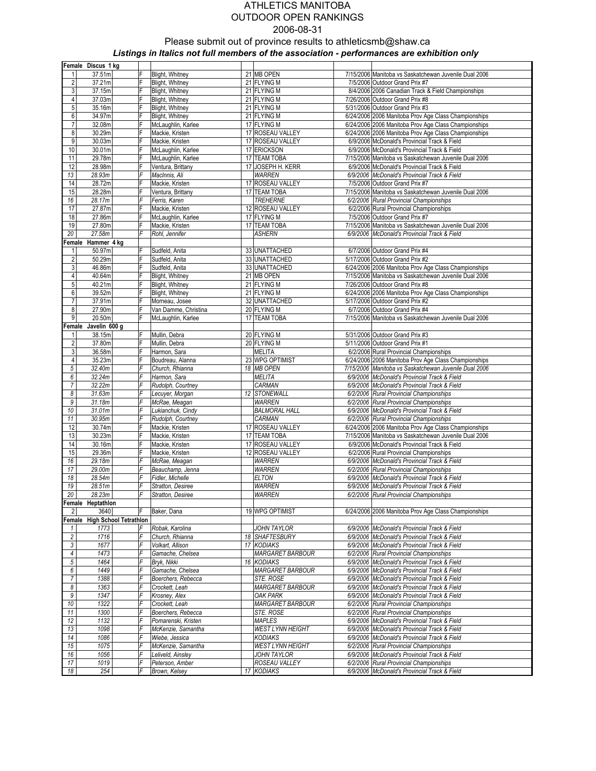# ATHLETICS MANITOBA
## OUTDOOR OPEN RANKINGS
### 2006-08-31

Please submit out of province results to athleticsmb@shaw.ca

***Listings in Italics not full members of the association - performances are exhibition only***

| Rank | Mark | | Sex | Name | Age | Club | Date | Meet |
|---|---|---|---|---|---|---|---|---|
| **Female** | **Discus 1 kg** | | | | | | | |
| 1 | 37.51m | | F | Blight, Whitney | 21 | MB OPEN | 7/15/2006 | Manitoba vs Saskatchewan Juvenile Dual 2006 |
| 2 | 37.21m | | F | Blight, Whitney | 21 | FLYING M | 7/5/2006 | Outdoor Grand Prix #7 |
| 3 | 37.15m | | F | Blight, Whitney | 21 | FLYING M | 8/4/2006 | 2006 Canadian Track & Field Championships |
| 4 | 37.03m | | F | Blight, Whitney | 21 | FLYING M | 7/26/2006 | Outdoor Grand Prix #8 |
| 5 | 35.16m | | F | Blight, Whitney | 21 | FLYING M | 5/31/2006 | Outdoor Grand Prix #3 |
| 6 | 34.97m | | F | Blight, Whitney | 21 | FLYING M | 6/24/2006 | 2006 Manitoba Prov Age Class Championships |
| 7 | 32.08m | | F | McLaughlin, Karlee | 17 | FLYING M | 6/24/2006 | 2006 Manitoba Prov Age Class Championships |
| 8 | 30.29m | | F | Mackie, Kristen | 17 | ROSEAU VALLEY | 6/24/2006 | 2006 Manitoba Prov Age Class Championships |
| 9 | 30.03m | | F | Mackie, Kristen | 17 | ROSEAU VALLEY | 6/9/2006 | McDonald's Provincial Track & Field |
| 10 | 30.01m | | F | McLaughlin, Karlee | 17 | ERICKSON | 6/9/2006 | McDonald's Provincial Track & Field |
| 11 | 29.78m | | F | McLaughlin, Karlee | 17 | TEAM TOBA | 7/15/2006 | Manitoba vs Saskatchewan Juvenile Dual 2006 |
| 12 | 28.98m | | F | Ventura, Brittany | 17 | JOSEPH H. KERR | 6/9/2006 | McDonald's Provincial Track & Field |
| *13* | *28.93m* | | *F* | *MacInnis, Ali* | | *WARREN* | *6/9/2006* | *McDonald's Provincial Track & Field* |
| 14 | 28.72m | | F | Mackie, Kristen | 17 | ROSEAU VALLEY | 7/5/2006 | Outdoor Grand Prix #7 |
| 15 | 28.28m | | F | Ventura, Brittany | 17 | TEAM TOBA | 7/15/2006 | Manitoba vs Saskatchewan Juvenile Dual 2006 |
| *16* | *28.17m* | | *F* | *Ferris, Karen* | | *TREHERNE* | *6/2/2006* | *Rural Provincial Championships* |
| 17 | 27.87m | | F | Mackie, Kristen | 12 | ROSEAU VALLEY | 6/2/2006 | Rural Provincial Championships |
| 18 | 27.86m | | F | McLaughlin, Karlee | 17 | FLYING M | 7/5/2006 | Outdoor Grand Prix #7 |
| 19 | 27.80m | | F | Mackie, Kristen | 17 | TEAM TOBA | 7/15/2006 | Manitoba vs Saskatchewan Juvenile Dual 2006 |
| *20* | *27.58m* | | *F* | *Rohl, Jennifer* | | *ASHERN* | *6/9/2006* | *McDonald's Provincial Track & Field* |
| **Female** | **Hammer 4 kg** | | | | | | | |
| 1 | 50.97m | | F | Sudfeld, Anita | 33 | UNATTACHED | 6/7/2006 | Outdoor Grand Prix #4 |
| 2 | 50.29m | | F | Sudfeld, Anita | 33 | UNATTACHED | 5/17/2006 | Outdoor Grand Prix #2 |
| 3 | 46.86m | | F | Sudfeld, Anita | 33 | UNATTACHED | 6/24/2006 | 2006 Manitoba Prov Age Class Championships |
| 4 | 40.64m | | F | Blight, Whitney | 21 | MB OPEN | 7/15/2006 | Manitoba vs Saskatchewan Juvenile Dual 2006 |
| 5 | 40.21m | | F | Blight, Whitney | 21 | FLYING M | 7/26/2006 | Outdoor Grand Prix #8 |
| 6 | 39.52m | | F | Blight, Whitney | 21 | FLYING M | 6/24/2006 | 2006 Manitoba Prov Age Class Championships |
| 7 | 37.91m | | F | Morneau, Josee | 32 | UNATTACHED | 5/17/2006 | Outdoor Grand Prix #2 |
| 8 | 27.90m | | F | Van Damme, Christina | 20 | FLYING M | 6/7/2006 | Outdoor Grand Prix #4 |
| 9 | 20.50m | | F | McLaughlin, Karlee | 17 | TEAM TOBA | 7/15/2006 | Manitoba vs Saskatchewan Juvenile Dual 2006 |
| **Female** | **Javelin 600 g** | | | | | | | |
| 1 | 38.15m | | F | Mullin, Debra | 20 | FLYING M | 5/31/2006 | Outdoor Grand Prix #3 |
| 2 | 37.80m | | F | Mullin, Debra | 20 | FLYING M | 5/11/2006 | Outdoor Grand Prix #1 |
| 3 | 36.58m | | F | Harmon, Sara | | MELITA | 6/2/2006 | Rural Provincial Championships |
| 4 | 35.23m | | F | Boudreau, Alanna | 23 | WPG OPTIMIST | 6/24/2006 | 2006 Manitoba Prov Age Class Championships |
| *5* | *32.40m* | | *F* | *Church, Rhianna* | *18* | *MB OPEN* | *7/15/2006* | *Manitoba vs Saskatchewan Juvenile Dual 2006* |
| *6* | *32.24m* | | *F* | *Harmon, Sara* | | *MELITA* | *6/9/2006* | *McDonald's Provincial Track & Field* |
| *7* | *32.22m* | | *F* | *Rudolph, Courtney* | | *CARMAN* | *6/9/2006* | *McDonald's Provincial Track & Field* |
| *8* | *31.63m* | | *F* | *Lecuyer, Morgan* | *12* | *STONEWALL* | *6/2/2006* | *Rural Provincial Championships* |
| *9* | *31.18m* | | *F* | *McRae, Meagan* | | *WARREN* | *6/2/2006* | *Rural Provincial Championships* |
| *10* | *31.01m* | | *F* | *Lukianchuk, Cindy* | | *BALMORAL HALL* | *6/9/2006* | *McDonald's Provincial Track & Field* |
| *11* | *30.95m* | | *F* | *Rudolph, Courtney* | | *CARMAN* | *6/2/2006* | *Rural Provincial Championships* |
| 12 | 30.74m | | F | Mackie, Kristen | 17 | ROSEAU VALLEY | 6/24/2006 | 2006 Manitoba Prov Age Class Championships |
| 13 | 30.23m | | F | Mackie, Kristen | 17 | TEAM TOBA | 7/15/2006 | Manitoba vs Saskatchewan Juvenile Dual 2006 |
| 14 | 30.16m | | F | Mackie, Kristen | 17 | ROSEAU VALLEY | 6/9/2006 | McDonald's Provincial Track & Field |
| 15 | 29.36m | | F | Mackie, Kristen | 12 | ROSEAU VALLEY | 6/2/2006 | Rural Provincial Championships |
| *16* | *29.18m* | | *F* | *McRae, Meagan* | | *WARREN* | *6/9/2006* | *McDonald's Provincial Track & Field* |
| *17* | *29.00m* | | *F* | *Beauchamp, Jenna* | | *WARREN* | *6/2/2006* | *Rural Provincial Championships* |
| *18* | *28.54m* | | *F* | *Fidler, Michelle* | | *ELTON* | *6/9/2006* | *McDonald's Provincial Track & Field* |
| *19* | *28.51m* | | *F* | *Stratton, Desiree* | | *WARREN* | *6/9/2006* | *McDonald's Provincial Track & Field* |
| *20* | *28.23m* | | *F* | *Stratton, Desiree* | | *WARREN* | *6/2/2006* | *Rural Provincial Championships* |
| **Female** | **Heptathlon** | | | | | | | |
| 2 | 3640 | | F | Baker, Dana | 19 | WPG OPTIMIST | 6/24/2006 | 2006 Manitoba Prov Age Class Championships |
| **Female** | **High School Tetrathlon** | | | | | | | |
| *1* | *1773* | | *F* | *Robak, Karolina* | | *JOHN TAYLOR* | *6/9/2006* | *McDonald's Provincial Track & Field* |
| *2* | *1716* | | *F* | *Church, Rhianna* | *18* | *SHAFTESBURY* | *6/9/2006* | *McDonald's Provincial Track & Field* |
| *3* | *1677* | | *F* | *Volkart, Allison* | *17* | *KODIAKS* | *6/9/2006* | *McDonald's Provincial Track & Field* |
| *4* | *1473* | | *F* | *Gamache, Chelsea* | | *MARGARET BARBOUR* | *6/2/2006* | *Rural Provincial Championships* |
| *5* | *1464* | | *F* | *Bryk, Nikki* | *16* | *KODIAKS* | *6/9/2006* | *McDonald's Provincial Track & Field* |
| *6* | *1449* | | *F* | *Gamache, Chelsea* | | *MARGARET BARBOUR* | *6/9/2006* | *McDonald's Provincial Track & Field* |
| *7* | *1388* | | *F* | *Boerchers, Rebecca* | | *STE. ROSE* | *6/9/2006* | *McDonald's Provincial Track & Field* |
| *8* | *1363* | | *F* | *Crockett, Leah* | | *MARGARET BARBOUR* | *6/9/2006* | *McDonald's Provincial Track & Field* |
| *9* | *1347* | | *F* | *Krosney, Alex* | | *OAK PARK* | *6/9/2006* | *McDonald's Provincial Track & Field* |
| *10* | *1322* | | *F* | *Crockett, Leah* | | *MARGARET BARBOUR* | *6/2/2006* | *Rural Provincial Championships* |
| *11* | *1300* | | *F* | *Boerchers, Rebecca* | | *STE. ROSE* | *6/2/2006* | *Rural Provincial Championships* |
| *12* | *1132* | | *F* | *Pomarenski, Kristen* | | *MAPLES* | *6/9/2006* | *McDonald's Provincial Track & Field* |
| *13* | *1098* | | *F* | *McKenzie, Samantha* | | *WEST LYNN HEIGHT* | *6/9/2006* | *McDonald's Provincial Track & Field* |
| *14* | *1086* | | *F* | *Wiebe, Jessica* | | *KODIAKS* | *6/9/2006* | *McDonald's Provincial Track & Field* |
| *15* | *1075* | | *F* | *McKenzie, Samantha* | | *WEST LYNN HEIGHT* | *6/2/2006* | *Rural Provincial Championships* |
| *16* | *1056* | | *F* | *Leliveld, Ainsley* | | *JOHN TAYLOR* | *6/9/2006* | *McDonald's Provincial Track & Field* |
| *17* | *1019* | | *F* | *Peterson, Amber* | | *ROSEAU VALLEY* | *6/2/2006* | *Rural Provincial Championships* |
| *18* | *254* | | *F* | *Brown, Kelsey* | *17* | *KODIAKS* | *6/9/2006* | *McDonald's Provincial Track & Field* |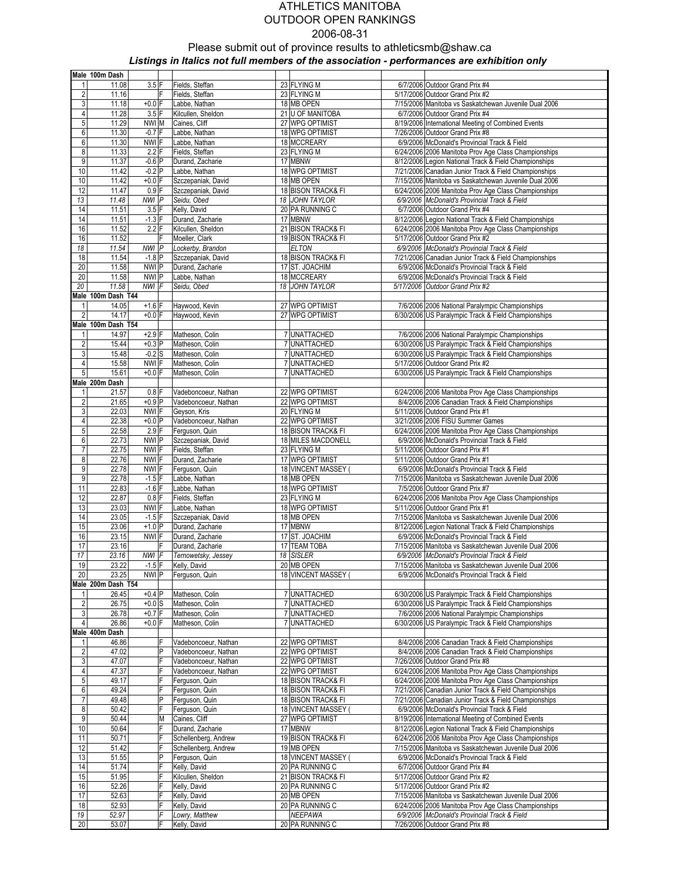# ATHLETICS MANITOBA
## OUTDOOR OPEN RANKINGS
### 2006-08-31

Please submit out of province results to athleticsmb@shaw.ca

***Listings in Italics not full members of the association - performances are exhibition only***

| Rank | Mark | Wind | | Name | Age | Club | Date | Meet |
|---|---|---|---|---|---|---|---|---|
| **Male 100m Dash** | | | | | | | | |
| 1 | 11.08 | 3.5 | F | Fields, Steffan | 23 | FLYING M | 6/7/2006 | Outdoor Grand Prix #4 |
| 2 | 11.16 | | F | Fields, Steffan | 23 | FLYING M | 5/17/2006 | Outdoor Grand Prix #2 |
| 3 | 11.18 | +0.0 | F | Labbe, Nathan | 18 | MB OPEN | 7/15/2006 | Manitoba vs Saskatchewan Juvenile Dual 2006 |
| 4 | 11.28 | 3.5 | F | Kilcullen, Sheldon | 21 | U OF MANITOBA | 6/7/2006 | Outdoor Grand Prix #4 |
| 5 | 11.29 | NWI | M | Caines, Cliff | 27 | WPG OPTIMIST | 8/19/2006 | International Meeting of Combined Events |
| 6 | 11.30 | -0.7 | F | Labbe, Nathan | 18 | WPG OPTIMIST | 7/26/2006 | Outdoor Grand Prix #8 |
| 6 | 11.30 | NWI | F | Labbe, Nathan | 18 | MCCREARY | 6/9/2006 | McDonald's Provincial Track & Field |
| 8 | 11.33 | 2.2 | F | Fields, Steffan | 23 | FLYING M | 6/24/2006 | 2006 Manitoba Prov Age Class Championships |
| 9 | 11.37 | -0.6 | P | Durand, Zacharie | 17 | MBNW | 8/12/2006 | Legion National Track & Field Championships |
| 10 | 11.42 | -0.2 | P | Labbe, Nathan | 18 | WPG OPTIMIST | 7/21/2006 | Canadian Junior Track & Field Championships |
| 10 | 11.42 | +0.0 | F | Szczepaniak, David | 18 | MB OPEN | 7/15/2006 | Manitoba vs Saskatchewan Juvenile Dual 2006 |
| 12 | 11.47 | 0.9 | F | Szczepaniak, David | 18 | BISON TRACK& FI | 6/24/2006 | 2006 Manitoba Prov Age Class Championships |
| *13* | *11.48* | *NWI* | *P* | *Seidu, Obed* | *18* | *JOHN TAYLOR* | *6/9/2006* | *McDonald's Provincial Track & Field* |
| 14 | 11.51 | 3.5 | F | Kelly, David | 20 | PA RUNNING C | 6/7/2006 | Outdoor Grand Prix #4 |
| 14 | 11.51 | -1.3 | F | Durand, Zacharie | 17 | MBNW | 8/12/2006 | Legion National Track & Field Championships |
| 16 | 11.52 | 2.2 | F | Kilcullen, Sheldon | 21 | BISON TRACK& FI | 6/24/2006 | 2006 Manitoba Prov Age Class Championships |
| 16 | 11.52 | | F | Moeller, Clark | 19 | BISON TRACK& FI | 5/17/2006 | Outdoor Grand Prix #2 |
| *18* | *11.54* | *NWI* | *P* | *Lockerby, Brandon* | | *ELTON* | *6/9/2006* | *McDonald's Provincial Track & Field* |
| 18 | 11.54 | -1.8 | P | Szczepaniak, David | 18 | BISON TRACK& FI | 7/21/2006 | Canadian Junior Track & Field Championships |
| 20 | 11.58 | NWI | P | Durand, Zacharie | 17 | ST. JOACHIM | 6/9/2006 | McDonald's Provincial Track & Field |
| 20 | 11.58 | NWI | P | Labbe, Nathan | 18 | MCCREARY | 6/9/2006 | McDonald's Provincial Track & Field |
| *20* | *11.58* | *NWI* | *F* | *Seidu, Obed* | *18* | *JOHN TAYLOR* | *5/17/2006* | *Outdoor Grand Prix #2* |
| **Male 100m Dash T44** | | | | | | | | |
| 1 | 14.05 | +1.6 | F | Haywood, Kevin | 27 | WPG OPTIMIST | 7/6/2006 | 2006 National Paralympic Championships |
| 2 | 14.17 | +0.0 | F | Haywood, Kevin | 27 | WPG OPTIMIST | 6/30/2006 | US Paralympic Track & Field Championships |
| **Male 100m Dash T54** | | | | | | | | |
| 1 | 14.97 | +2.9 | F | Matheson, Colin | 7 | UNATTACHED | 7/6/2006 | 2006 National Paralympic Championships |
| 2 | 15.44 | +0.3 | P | Matheson, Colin | 7 | UNATTACHED | 6/30/2006 | US Paralympic Track & Field Championships |
| 3 | 15.48 | -0.2 | S | Matheson, Colin | 7 | UNATTACHED | 6/30/2006 | US Paralympic Track & Field Championships |
| 4 | 15.58 | NWI | F | Matheson, Colin | 7 | UNATTACHED | 5/17/2006 | Outdoor Grand Prix #2 |
| 5 | 15.61 | +0.0 | F | Matheson, Colin | 7 | UNATTACHED | 6/30/2006 | US Paralympic Track & Field Championships |
| **Male 200m Dash** | | | | | | | | |
| 1 | 21.57 | 0.8 | F | Vadeboncoeur, Nathan | 22 | WPG OPTIMIST | 6/24/2006 | 2006 Manitoba Prov Age Class Championships |
| 2 | 21.65 | +0.9 | P | Vadeboncoeur, Nathan | 22 | WPG OPTIMIST | 8/4/2006 | 2006 Canadian Track & Field Championships |
| 3 | 22.03 | NWI | F | Geyson, Kris | 20 | FLYING M | 5/11/2006 | Outdoor Grand Prix #1 |
| 4 | 22.38 | +0.0 | P | Vadeboncoeur, Nathan | 22 | WPG OPTIMIST | 3/21/2006 | 2006 FISU Summer Games |
| 5 | 22.58 | 2.9 | F | Ferguson, Quin | 18 | BISON TRACK& FI | 6/24/2006 | 2006 Manitoba Prov Age Class Championships |
| 6 | 22.73 | NWI | P | Szczepaniak, David | 18 | MILES MACDONELL | 6/9/2006 | McDonald's Provincial Track & Field |
| 7 | 22.75 | NWI | F | Fields, Steffan | 23 | FLYING M | 5/11/2006 | Outdoor Grand Prix #1 |
| 8 | 22.76 | NWI | F | Durand, Zacharie | 17 | WPG OPTIMIST | 5/11/2006 | Outdoor Grand Prix #1 |
| 9 | 22.78 | NWI | F | Ferguson, Quin | 18 | VINCENT MASSEY ( | 6/9/2006 | McDonald's Provincial Track & Field |
| 9 | 22.78 | -1.5 | F | Labbe, Nathan | 18 | MB OPEN | 7/15/2006 | Manitoba vs Saskatchewan Juvenile Dual 2006 |
| 11 | 22.83 | -1.6 | F | Labbe, Nathan | 18 | WPG OPTIMIST | 7/5/2006 | Outdoor Grand Prix #7 |
| 12 | 22.87 | 0.8 | F | Fields, Steffan | 23 | FLYING M | 6/24/2006 | 2006 Manitoba Prov Age Class Championships |
| 13 | 23.03 | NWI | F | Labbe, Nathan | 18 | WPG OPTIMIST | 5/11/2006 | Outdoor Grand Prix #1 |
| 14 | 23.05 | -1.5 | F | Szczepaniak, David | 18 | MB OPEN | 7/15/2006 | Manitoba vs Saskatchewan Juvenile Dual 2006 |
| 15 | 23.06 | +1.0 | P | Durand, Zacharie | 17 | MBNW | 8/12/2006 | Legion National Track & Field Championships |
| 16 | 23.15 | NWI | F | Durand, Zacharie | 17 | ST. JOACHIM | 6/9/2006 | McDonald's Provincial Track & Field |
| 17 | 23.16 | | F | Durand, Zacharie | 17 | TEAM TOBA | 7/15/2006 | Manitoba vs Saskatchewan Juvenile Dual 2006 |
| *17* | *23.16* | *NWI* | *F* | *Ternowetsky, Jessey* | *18* | *SISLER* | *6/9/2006* | *McDonald's Provincial Track & Field* |
| 19 | 23.22 | -1.5 | F | Kelly, David | 20 | MB OPEN | 7/15/2006 | Manitoba vs Saskatchewan Juvenile Dual 2006 |
| 20 | 23.25 | NWI | P | Ferguson, Quin | 18 | VINCENT MASSEY ( | 6/9/2006 | McDonald's Provincial Track & Field |
| **Male 200m Dash T54** | | | | | | | | |
| 1 | 26.45 | +0.4 | P | Matheson, Colin | 7 | UNATTACHED | 6/30/2006 | US Paralympic Track & Field Championships |
| 2 | 26.75 | +0.0 | S | Matheson, Colin | 7 | UNATTACHED | 6/30/2006 | US Paralympic Track & Field Championships |
| 3 | 26.78 | +0.7 | F | Matheson, Colin | 7 | UNATTACHED | 7/6/2006 | 2006 National Paralympic Championships |
| 4 | 26.86 | +0.0 | F | Matheson, Colin | 7 | UNATTACHED | 6/30/2006 | US Paralympic Track & Field Championships |
| **Male 400m Dash** | | | | | | | | |
| 1 | 46.86 | | F | Vadeboncoeur, Nathan | 22 | WPG OPTIMIST | 8/4/2006 | 2006 Canadian Track & Field Championships |
| 2 | 47.02 | | P | Vadeboncoeur, Nathan | 22 | WPG OPTIMIST | 8/4/2006 | 2006 Canadian Track & Field Championships |
| 3 | 47.07 | | F | Vadeboncoeur, Nathan | 22 | WPG OPTIMIST | 7/26/2006 | Outdoor Grand Prix #8 |
| 4 | 47.37 | | F | Vadeboncoeur, Nathan | 22 | WPG OPTIMIST | 6/24/2006 | 2006 Manitoba Prov Age Class Championships |
| 5 | 49.17 | | F | Ferguson, Quin | 18 | BISON TRACK& FI | 6/24/2006 | 2006 Manitoba Prov Age Class Championships |
| 6 | 49.24 | | F | Ferguson, Quin | 18 | BISON TRACK& FI | 7/21/2006 | Canadian Junior Track & Field Championships |
| 7 | 49.48 | | P | Ferguson, Quin | 18 | BISON TRACK& FI | 7/21/2006 | Canadian Junior Track & Field Championships |
| 8 | 50.42 | | F | Ferguson, Quin | 18 | VINCENT MASSEY ( | 6/9/2006 | McDonald's Provincial Track & Field |
| 9 | 50.44 | | M | Caines, Cliff | 27 | WPG OPTIMIST | 8/19/2006 | International Meeting of Combined Events |
| 10 | 50.64 | | F | Durand, Zacharie | 17 | MBNW | 8/12/2006 | Legion National Track & Field Championships |
| 11 | 50.71 | | F | Schellenberg, Andrew | 19 | BISON TRACK& FI | 6/24/2006 | 2006 Manitoba Prov Age Class Championships |
| 12 | 51.42 | | F | Schellenberg, Andrew | 19 | MB OPEN | 7/15/2006 | Manitoba vs Saskatchewan Juvenile Dual 2006 |
| 13 | 51.55 | | P | Ferguson, Quin | 18 | VINCENT MASSEY ( | 6/9/2006 | McDonald's Provincial Track & Field |
| 14 | 51.74 | | F | Kelly, David | 20 | PA RUNNING C | 6/7/2006 | Outdoor Grand Prix #4 |
| 15 | 51.95 | | F | Kilcullen, Sheldon | 21 | BISON TRACK& FI | 5/17/2006 | Outdoor Grand Prix #2 |
| 16 | 52.26 | | F | Kelly, David | 20 | PA RUNNING C | 5/17/2006 | Outdoor Grand Prix #2 |
| 17 | 52.63 | | F | Kelly, David | 20 | MB OPEN | 7/15/2006 | Manitoba vs Saskatchewan Juvenile Dual 2006 |
| 18 | 52.93 | | F | Kelly, David | 20 | PA RUNNING C | 6/24/2006 | 2006 Manitoba Prov Age Class Championships |
| *19* | *52.97* | | *F* | *Lowry, Matthew* | | *NEEPAWA* | *6/9/2006* | *McDonald's Provincial Track & Field* |
| 20 | 53.07 | | F | Kelly, David | 20 | PA RUNNING C | 7/26/2006 | Outdoor Grand Prix #8 |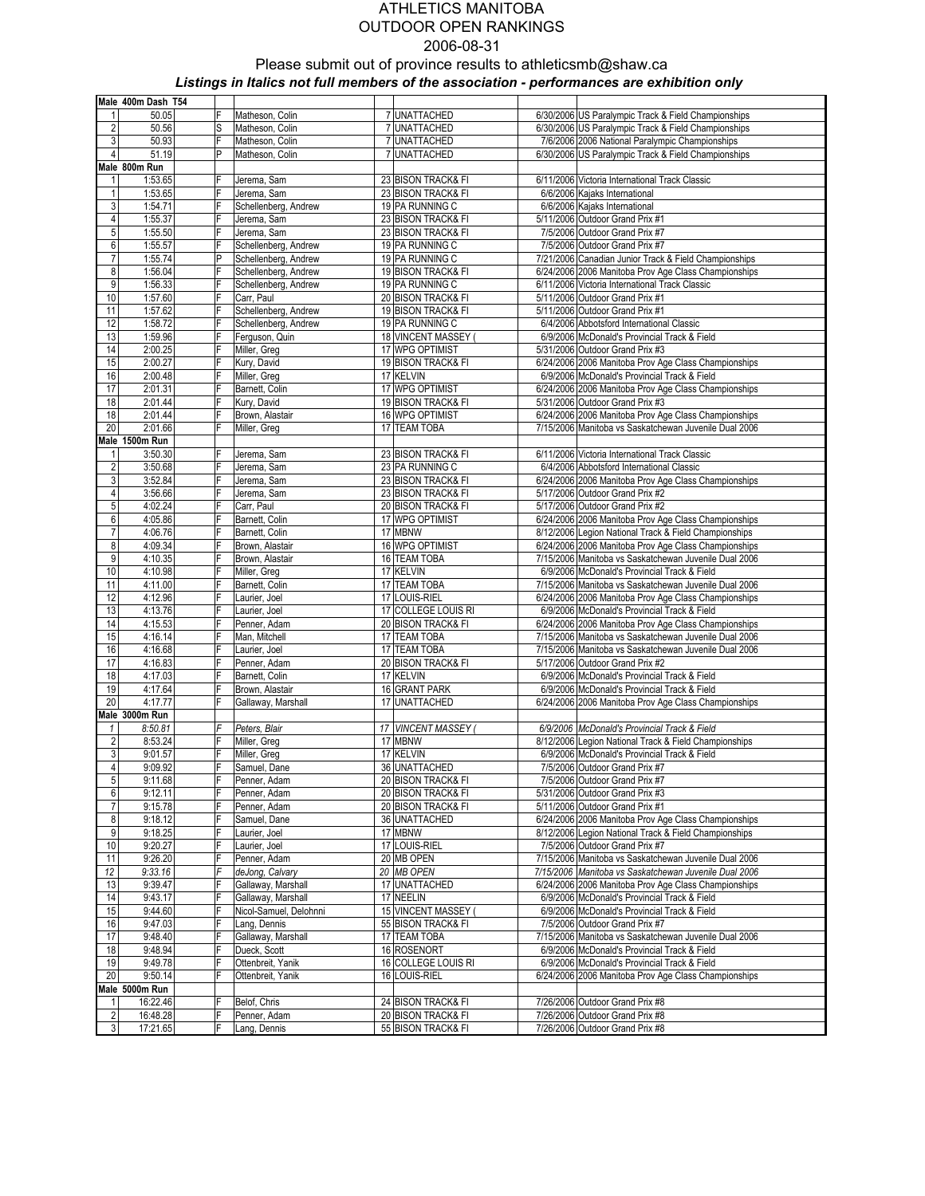# ATHLETICS MANITOBA
# OUTDOOR OPEN RANKINGS
## 2006-08-31

Please submit out of province results to athleticsmb@shaw.ca

***Listings in Italics not full members of the association - performances are exhibition only***

| | | | | | | | |
|---|---|---|---|---|---|---|---|
| **Male 400m Dash T54** | | | | | | | |
| 1 | 50.05 | F | Matheson, Colin | 7 | UNATTACHED | 6/30/2006 | US Paralympic Track & Field Championships |
| 2 | 50.56 | S | Matheson, Colin | 7 | UNATTACHED | 6/30/2006 | US Paralympic Track & Field Championships |
| 3 | 50.93 | F | Matheson, Colin | 7 | UNATTACHED | 7/6/2006 | 2006 National Paralympic Championships |
| 4 | 51.19 | P | Matheson, Colin | 7 | UNATTACHED | 6/30/2006 | US Paralympic Track & Field Championships |
| **Male 800m Run** | | | | | | | |
| 1 | 1:53.65 | F | Jerema, Sam | 23 | BISON TRACK& FI | 6/11/2006 | Victoria International Track Classic |
| 1 | 1:53.65 | F | Jerema, Sam | 23 | BISON TRACK& FI | 6/6/2006 | Kajaks International |
| 3 | 1:54.71 | F | Schellenberg, Andrew | 19 | PA RUNNING C | 6/6/2006 | Kajaks International |
| 4 | 1:55.37 | F | Jerema, Sam | 23 | BISON TRACK& FI | 5/11/2006 | Outdoor Grand Prix #1 |
| 5 | 1:55.50 | F | Jerema, Sam | 23 | BISON TRACK& FI | 7/5/2006 | Outdoor Grand Prix #7 |
| 6 | 1:55.57 | F | Schellenberg, Andrew | 19 | PA RUNNING C | 7/5/2006 | Outdoor Grand Prix #7 |
| 7 | 1:55.74 | P | Schellenberg, Andrew | 19 | PA RUNNING C | 7/21/2006 | Canadian Junior Track & Field Championships |
| 8 | 1:56.04 | F | Schellenberg, Andrew | 19 | BISON TRACK& FI | 6/24/2006 | 2006 Manitoba Prov Age Class Championships |
| 9 | 1:56.33 | F | Schellenberg, Andrew | 19 | PA RUNNING C | 6/11/2006 | Victoria International Track Classic |
| 10 | 1:57.60 | F | Carr, Paul | 20 | BISON TRACK& FI | 5/11/2006 | Outdoor Grand Prix #1 |
| 11 | 1:57.62 | F | Schellenberg, Andrew | 19 | BISON TRACK& FI | 5/11/2006 | Outdoor Grand Prix #1 |
| 12 | 1:58.72 | F | Schellenberg, Andrew | 19 | PA RUNNING C | 6/4/2006 | Abbotsford International Classic |
| 13 | 1:59.96 | F | Ferguson, Quin | 18 | VINCENT MASSEY ( | 6/9/2006 | McDonald's Provincial Track & Field |
| 14 | 2:00.25 | F | Miller, Greg | 17 | WPG OPTIMIST | 5/31/2006 | Outdoor Grand Prix #3 |
| 15 | 2:00.27 | F | Kury, David | 19 | BISON TRACK& FI | 6/24/2006 | 2006 Manitoba Prov Age Class Championships |
| 16 | 2:00.48 | F | Miller, Greg | 17 | KELVIN | 6/9/2006 | McDonald's Provincial Track & Field |
| 17 | 2:01.31 | F | Barnett, Colin | 17 | WPG OPTIMIST | 6/24/2006 | 2006 Manitoba Prov Age Class Championships |
| 18 | 2:01.44 | F | Kury, David | 19 | BISON TRACK& FI | 5/31/2006 | Outdoor Grand Prix #3 |
| 18 | 2:01.44 | F | Brown, Alastair | 16 | WPG OPTIMIST | 6/24/2006 | 2006 Manitoba Prov Age Class Championships |
| 20 | 2:01.66 | F | Miller, Greg | 17 | TEAM TOBA | 7/15/2006 | Manitoba vs Saskatchewan Juvenile Dual 2006 |
| **Male 1500m Run** | | | | | | | |
| 1 | 3:50.30 | F | Jerema, Sam | 23 | BISON TRACK& FI | 6/11/2006 | Victoria International Track Classic |
| 2 | 3:50.68 | F | Jerema, Sam | 23 | PA RUNNING C | 6/4/2006 | Abbotsford International Classic |
| 3 | 3:52.84 | F | Jerema, Sam | 23 | BISON TRACK& FI | 6/24/2006 | 2006 Manitoba Prov Age Class Championships |
| 4 | 3:56.66 | F | Jerema, Sam | 23 | BISON TRACK& FI | 5/17/2006 | Outdoor Grand Prix #2 |
| 5 | 4:02.24 | F | Carr, Paul | 20 | BISON TRACK& FI | 5/17/2006 | Outdoor Grand Prix #2 |
| 6 | 4:05.86 | F | Barnett, Colin | 17 | WPG OPTIMIST | 6/24/2006 | 2006 Manitoba Prov Age Class Championships |
| 7 | 4:06.76 | F | Barnett, Colin | 17 | MBNW | 8/12/2006 | Legion National Track & Field Championships |
| 8 | 4:09.34 | F | Brown, Alastair | 16 | WPG OPTIMIST | 6/24/2006 | 2006 Manitoba Prov Age Class Championships |
| 9 | 4:10.35 | F | Brown, Alastair | 16 | TEAM TOBA | 7/15/2006 | Manitoba vs Saskatchewan Juvenile Dual 2006 |
| 10 | 4:10.98 | F | Miller, Greg | 17 | KELVIN | 6/9/2006 | McDonald's Provincial Track & Field |
| 11 | 4:11.00 | F | Barnett, Colin | 17 | TEAM TOBA | 7/15/2006 | Manitoba vs Saskatchewan Juvenile Dual 2006 |
| 12 | 4:12.96 | F | Laurier, Joel | 17 | LOUIS-RIEL | 6/24/2006 | 2006 Manitoba Prov Age Class Championships |
| 13 | 4:13.76 | F | Laurier, Joel | 17 | COLLEGE LOUIS RI | 6/9/2006 | McDonald's Provincial Track & Field |
| 14 | 4:15.53 | F | Penner, Adam | 20 | BISON TRACK& FI | 6/24/2006 | 2006 Manitoba Prov Age Class Championships |
| 15 | 4:16.14 | F | Man, Mitchell | 17 | TEAM TOBA | 7/15/2006 | Manitoba vs Saskatchewan Juvenile Dual 2006 |
| 16 | 4:16.68 | F | Laurier, Joel | 17 | TEAM TOBA | 7/15/2006 | Manitoba vs Saskatchewan Juvenile Dual 2006 |
| 17 | 4:16.83 | F | Penner, Adam | 20 | BISON TRACK& FI | 5/17/2006 | Outdoor Grand Prix #2 |
| 18 | 4:17.03 | F | Barnett, Colin | 17 | KELVIN | 6/9/2006 | McDonald's Provincial Track & Field |
| 19 | 4:17.64 | F | Brown, Alastair | 16 | GRANT PARK | 6/9/2006 | McDonald's Provincial Track & Field |
| 20 | 4:17.77 | F | Gallaway, Marshall | 17 | UNATTACHED | 6/24/2006 | 2006 Manitoba Prov Age Class Championships |
| **Male 3000m Run** | | | | | | | |
| *1* | *8:50.81* | *F* | *Peters, Blair* | *17* | *VINCENT MASSEY (* | *6/9/2006* | *McDonald's Provincial Track & Field* |
| 2 | 8:53.24 | F | Miller, Greg | 17 | MBNW | 8/12/2006 | Legion National Track & Field Championships |
| 3 | 9:01.57 | F | Miller, Greg | 17 | KELVIN | 6/9/2006 | McDonald's Provincial Track & Field |
| 4 | 9:09.92 | F | Samuel, Dane | 36 | UNATTACHED | 7/5/2006 | Outdoor Grand Prix #7 |
| 5 | 9:11.68 | F | Penner, Adam | 20 | BISON TRACK& FI | 7/5/2006 | Outdoor Grand Prix #7 |
| 6 | 9:12.11 | F | Penner, Adam | 20 | BISON TRACK& FI | 5/31/2006 | Outdoor Grand Prix #3 |
| 7 | 9:15.78 | F | Penner, Adam | 20 | BISON TRACK& FI | 5/11/2006 | Outdoor Grand Prix #1 |
| 8 | 9:18.12 | F | Samuel, Dane | 36 | UNATTACHED | 6/24/2006 | 2006 Manitoba Prov Age Class Championships |
| 9 | 9:18.25 | F | Laurier, Joel | 17 | MBNW | 8/12/2006 | Legion National Track & Field Championships |
| 10 | 9:20.27 | F | Laurier, Joel | 17 | LOUIS-RIEL | 7/5/2006 | Outdoor Grand Prix #7 |
| 11 | 9:26.20 | F | Penner, Adam | 20 | MB OPEN | 7/15/2006 | Manitoba vs Saskatchewan Juvenile Dual 2006 |
| *12* | *9:33.16* | *F* | *deJong, Calvary* | *20* | *MB OPEN* | *7/15/2006* | *Manitoba vs Saskatchewan Juvenile Dual 2006* |
| 13 | 9:39.47 | F | Gallaway, Marshall | 17 | UNATTACHED | 6/24/2006 | 2006 Manitoba Prov Age Class Championships |
| 14 | 9:43.17 | F | Gallaway, Marshall | 17 | NEELIN | 6/9/2006 | McDonald's Provincial Track & Field |
| 15 | 9:44.60 | F | Nicol-Samuel, Delohnni | 15 | VINCENT MASSEY ( | 6/9/2006 | McDonald's Provincial Track & Field |
| 16 | 9:47.03 | F | Lang, Dennis | 55 | BISON TRACK& FI | 7/5/2006 | Outdoor Grand Prix #7 |
| 17 | 9:48.40 | F | Gallaway, Marshall | 17 | TEAM TOBA | 7/15/2006 | Manitoba vs Saskatchewan Juvenile Dual 2006 |
| 18 | 9:48.94 | F | Dueck, Scott | 16 | ROSENORT | 6/9/2006 | McDonald's Provincial Track & Field |
| 19 | 9:49.78 | F | Ottenbreit, Yanik | 16 | COLLEGE LOUIS RI | 6/9/2006 | McDonald's Provincial Track & Field |
| 20 | 9:50.14 | F | Ottenbreit, Yanik | 16 | LOUIS-RIEL | 6/24/2006 | 2006 Manitoba Prov Age Class Championships |
| **Male 5000m Run** | | | | | | | |
| 1 | 16:22.46 | F | Belof, Chris | 24 | BISON TRACK& FI | 7/26/2006 | Outdoor Grand Prix #8 |
| 2 | 16:48.28 | F | Penner, Adam | 20 | BISON TRACK& FI | 7/26/2006 | Outdoor Grand Prix #8 |
| 3 | 17:21.65 | F | Lang, Dennis | 55 | BISON TRACK& FI | 7/26/2006 | Outdoor Grand Prix #8 |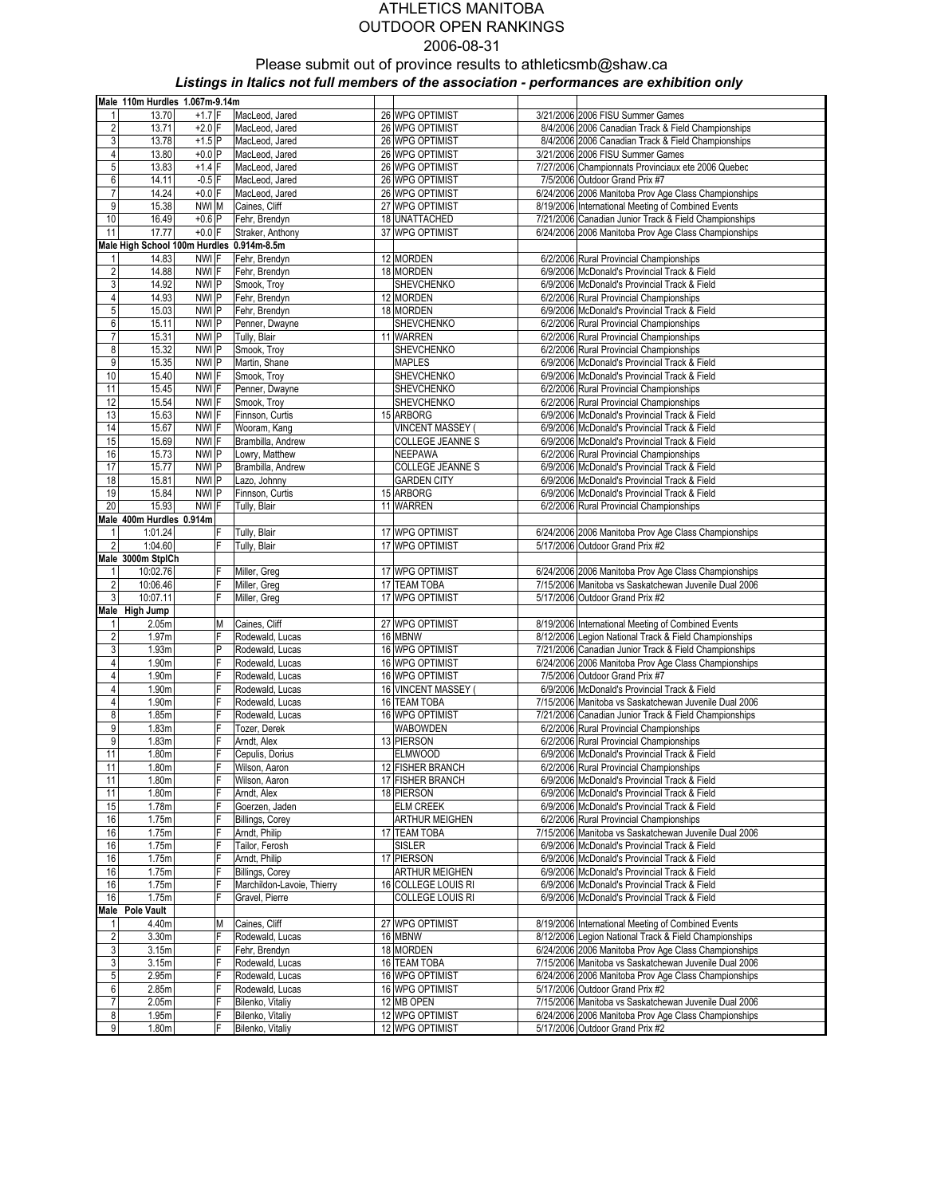# ATHLETICS MANITOBA
## OUTDOOR OPEN RANKINGS
### 2006-08-31

Please submit out of province results to athleticsmb@shaw.ca

***Listings in Italics not full members of the association - performances are exhibition only***

| Rank | Mark | Wind | | Name | Age | Club | Date | Meet |
|---|---|---|---|---|---|---|---|---|
| **Male 110m Hurdles 1.067m-9.14m** | | | | | | | | |
| 1 | 13.70 | +1.7 | F | MacLeod, Jared | 26 | WPG OPTIMIST | 3/21/2006 | 2006 FISU Summer Games |
| 2 | 13.71 | +2.0 | F | MacLeod, Jared | 26 | WPG OPTIMIST | 8/4/2006 | 2006 Canadian Track & Field Championships |
| 3 | 13.78 | +1.5 | P | MacLeod, Jared | 26 | WPG OPTIMIST | 8/4/2006 | 2006 Canadian Track & Field Championships |
| 4 | 13.80 | +0.0 | P | MacLeod, Jared | 26 | WPG OPTIMIST | 3/21/2006 | 2006 FISU Summer Games |
| 5 | 13.83 | +1.4 | F | MacLeod, Jared | 26 | WPG OPTIMIST | 7/27/2006 | Championnats Provinciaux ete 2006 Quebec |
| 6 | 14.11 | -0.5 | F | MacLeod, Jared | 26 | WPG OPTIMIST | 7/5/2006 | Outdoor Grand Prix #7 |
| 7 | 14.24 | +0.0 | F | MacLeod, Jared | 26 | WPG OPTIMIST | 6/24/2006 | 2006 Manitoba Prov Age Class Championships |
| 9 | 15.38 | NWI | M | Caines, Cliff | 27 | WPG OPTIMIST | 8/19/2006 | International Meeting of Combined Events |
| 10 | 16.49 | +0.6 | P | Fehr, Brendyn | 18 | UNATTACHED | 7/21/2006 | Canadian Junior Track & Field Championships |
| 11 | 17.77 | +0.0 | F | Straker, Anthony | 37 | WPG OPTIMIST | 6/24/2006 | 2006 Manitoba Prov Age Class Championships |
| **Male High School 100m Hurdles 0.914m-8.5m** | | | | | | | | |
| 1 | 14.83 | NWI | F | Fehr, Brendyn | 12 | MORDEN | 6/2/2006 | Rural Provincial Championships |
| 2 | 14.88 | NWI | F | Fehr, Brendyn | 18 | MORDEN | 6/9/2006 | McDonald's Provincial Track & Field |
| 3 | 14.92 | NWI | P | Smook, Troy | | SHEVCHENKO | 6/9/2006 | McDonald's Provincial Track & Field |
| 4 | 14.93 | NWI | P | Fehr, Brendyn | 12 | MORDEN | 6/2/2006 | Rural Provincial Championships |
| 5 | 15.03 | NWI | P | Fehr, Brendyn | 18 | MORDEN | 6/9/2006 | McDonald's Provincial Track & Field |
| 6 | 15.11 | NWI | P | Penner, Dwayne | | SHEVCHENKO | 6/2/2006 | Rural Provincial Championships |
| 7 | 15.31 | NWI | P | Tully, Blair | 11 | WARREN | 6/2/2006 | Rural Provincial Championships |
| 8 | 15.32 | NWI | P | Smook, Troy | | SHEVCHENKO | 6/2/2006 | Rural Provincial Championships |
| 9 | 15.35 | NWI | P | Martin, Shane | | MAPLES | 6/9/2006 | McDonald's Provincial Track & Field |
| 10 | 15.40 | NWI | F | Smook, Troy | | SHEVCHENKO | 6/9/2006 | McDonald's Provincial Track & Field |
| 11 | 15.45 | NWI | F | Penner, Dwayne | | SHEVCHENKO | 6/2/2006 | Rural Provincial Championships |
| 12 | 15.54 | NWI | F | Smook, Troy | | SHEVCHENKO | 6/2/2006 | Rural Provincial Championships |
| 13 | 15.63 | NWI | F | Finnson, Curtis | 15 | ARBORG | 6/9/2006 | McDonald's Provincial Track & Field |
| 14 | 15.67 | NWI | F | Wooram, Kang | | VINCENT MASSEY ( | 6/9/2006 | McDonald's Provincial Track & Field |
| 15 | 15.69 | NWI | F | Brambilla, Andrew | | COLLEGE JEANNE S | 6/9/2006 | McDonald's Provincial Track & Field |
| 16 | 15.73 | NWI | P | Lowry, Matthew | | NEEPAWA | 6/2/2006 | Rural Provincial Championships |
| 17 | 15.77 | NWI | P | Brambilla, Andrew | | COLLEGE JEANNE S | 6/9/2006 | McDonald's Provincial Track & Field |
| 18 | 15.81 | NWI | P | Lazo, Johnny | | GARDEN CITY | 6/9/2006 | McDonald's Provincial Track & Field |
| 19 | 15.84 | NWI | P | Finnson, Curtis | 15 | ARBORG | 6/9/2006 | McDonald's Provincial Track & Field |
| 20 | 15.93 | NWI | F | Tully, Blair | 11 | WARREN | 6/2/2006 | Rural Provincial Championships |
| **Male 400m Hurdles 0.914m** | | | | | | | | |
| 1 | 1:01.24 | | F | Tully, Blair | 17 | WPG OPTIMIST | 6/24/2006 | 2006 Manitoba Prov Age Class Championships |
| 2 | 1:04.60 | | F | Tully, Blair | 17 | WPG OPTIMIST | 5/17/2006 | Outdoor Grand Prix #2 |
| **Male 3000m StplCh** | | | | | | | | |
| 1 | 10:02.76 | | F | Miller, Greg | 17 | WPG OPTIMIST | 6/24/2006 | 2006 Manitoba Prov Age Class Championships |
| 2 | 10:06.46 | | F | Miller, Greg | 17 | TEAM TOBA | 7/15/2006 | Manitoba vs Saskatchewan Juvenile Dual 2006 |
| 3 | 10:07.11 | | F | Miller, Greg | 17 | WPG OPTIMIST | 5/17/2006 | Outdoor Grand Prix #2 |
| **Male High Jump** | | | | | | | | |
| 1 | 2.05m | | M | Caines, Cliff | 27 | WPG OPTIMIST | 8/19/2006 | International Meeting of Combined Events |
| 2 | 1.97m | | F | Rodewald, Lucas | 16 | MBNW | 8/12/2006 | Legion National Track & Field Championships |
| 3 | 1.93m | | P | Rodewald, Lucas | 16 | WPG OPTIMIST | 7/21/2006 | Canadian Junior Track & Field Championships |
| 4 | 1.90m | | F | Rodewald, Lucas | 16 | WPG OPTIMIST | 6/24/2006 | 2006 Manitoba Prov Age Class Championships |
| 4 | 1.90m | | F | Rodewald, Lucas | 16 | WPG OPTIMIST | 7/5/2006 | Outdoor Grand Prix #7 |
| 4 | 1.90m | | F | Rodewald, Lucas | 16 | VINCENT MASSEY ( | 6/9/2006 | McDonald's Provincial Track & Field |
| 4 | 1.90m | | F | Rodewald, Lucas | 16 | TEAM TOBA | 7/15/2006 | Manitoba vs Saskatchewan Juvenile Dual 2006 |
| 8 | 1.85m | | F | Rodewald, Lucas | 16 | WPG OPTIMIST | 7/21/2006 | Canadian Junior Track & Field Championships |
| 9 | 1.83m | | F | Tozer, Derek | | WABOWDEN | 6/2/2006 | Rural Provincial Championships |
| 9 | 1.83m | | F | Arndt, Alex | 13 | PIERSON | 6/2/2006 | Rural Provincial Championships |
| 11 | 1.80m | | F | Cepulis, Dorius | | ELMWOOD | 6/9/2006 | McDonald's Provincial Track & Field |
| 11 | 1.80m | | F | Wilson, Aaron | 12 | FISHER BRANCH | 6/2/2006 | Rural Provincial Championships |
| 11 | 1.80m | | F | Wilson, Aaron | 17 | FISHER BRANCH | 6/9/2006 | McDonald's Provincial Track & Field |
| 11 | 1.80m | | F | Arndt, Alex | 18 | PIERSON | 6/9/2006 | McDonald's Provincial Track & Field |
| 15 | 1.78m | | F | Goerzen, Jaden | | ELM CREEK | 6/9/2006 | McDonald's Provincial Track & Field |
| 16 | 1.75m | | F | Billings, Corey | | ARTHUR MEIGHEN | 6/2/2006 | Rural Provincial Championships |
| 16 | 1.75m | | F | Arndt, Philip | 17 | TEAM TOBA | 7/15/2006 | Manitoba vs Saskatchewan Juvenile Dual 2006 |
| 16 | 1.75m | | F | Tailor, Ferosh | | SISLER | 6/9/2006 | McDonald's Provincial Track & Field |
| 16 | 1.75m | | F | Arndt, Philip | 17 | PIERSON | 6/9/2006 | McDonald's Provincial Track & Field |
| 16 | 1.75m | | F | Billings, Corey | | ARTHUR MEIGHEN | 6/9/2006 | McDonald's Provincial Track & Field |
| 16 | 1.75m | | F | Marchildon-Lavoie, Thierry | 16 | COLLEGE LOUIS RI | 6/9/2006 | McDonald's Provincial Track & Field |
| 16 | 1.75m | | F | Gravel, Pierre | | COLLEGE LOUIS RI | 6/9/2006 | McDonald's Provincial Track & Field |
| **Male Pole Vault** | | | | | | | | |
| 1 | 4.40m | | M | Caines, Cliff | 27 | WPG OPTIMIST | 8/19/2006 | International Meeting of Combined Events |
| 2 | 3.30m | | F | Rodewald, Lucas | 16 | MBNW | 8/12/2006 | Legion National Track & Field Championships |
| 3 | 3.15m | | F | Fehr, Brendyn | 18 | MORDEN | 6/24/2006 | 2006 Manitoba Prov Age Class Championships |
| 3 | 3.15m | | F | Rodewald, Lucas | 16 | TEAM TOBA | 7/15/2006 | Manitoba vs Saskatchewan Juvenile Dual 2006 |
| 5 | 2.95m | | F | Rodewald, Lucas | 16 | WPG OPTIMIST | 6/24/2006 | 2006 Manitoba Prov Age Class Championships |
| 6 | 2.85m | | F | Rodewald, Lucas | 16 | WPG OPTIMIST | 5/17/2006 | Outdoor Grand Prix #2 |
| 7 | 2.05m | | F | Bilenko, Vitaliy | 12 | MB OPEN | 7/15/2006 | Manitoba vs Saskatchewan Juvenile Dual 2006 |
| 8 | 1.95m | | F | Bilenko, Vitaliy | 12 | WPG OPTIMIST | 6/24/2006 | 2006 Manitoba Prov Age Class Championships |
| 9 | 1.80m | | F | Bilenko, Vitaliy | 12 | WPG OPTIMIST | 5/17/2006 | Outdoor Grand Prix #2 |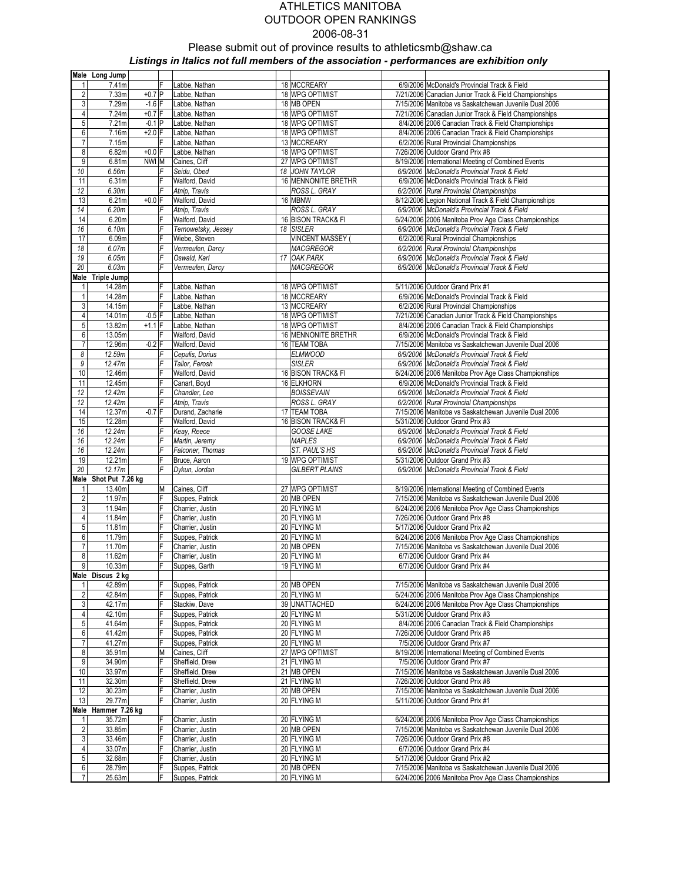# ATHLETICS MANITOBA
## OUTDOOR OPEN RANKINGS
### 2006-08-31

Please submit out of province results to athleticsmb@shaw.ca

***Listings in Italics not full members of the association - performances are exhibition only***

| Rank | Mark | Wind | | Name | Age | Club | Date | Meet |
|---|---|---|---|---|---|---|---|---|
| **Male** | **Long Jump** | | | | | | | |
| 1 | 7.41m | | F | Labbe, Nathan | 18 | MCCREARY | 6/9/2006 | McDonald's Provincial Track & Field |
| 2 | 7.33m | +0.7 | P | Labbe, Nathan | 18 | WPG OPTIMIST | 7/21/2006 | Canadian Junior Track & Field Championships |
| 3 | 7.29m | -1.6 | F | Labbe, Nathan | 18 | MB OPEN | 7/15/2006 | Manitoba vs Saskatchewan Juvenile Dual 2006 |
| 4 | 7.24m | +0.7 | F | Labbe, Nathan | 18 | WPG OPTIMIST | 7/21/2006 | Canadian Junior Track & Field Championships |
| 5 | 7.21m | -0.1 | P | Labbe, Nathan | 18 | WPG OPTIMIST | 8/4/2006 | 2006 Canadian Track & Field Championships |
| 6 | 7.16m | +2.0 | F | Labbe, Nathan | 18 | WPG OPTIMIST | 8/4/2006 | 2006 Canadian Track & Field Championships |
| 7 | 7.15m | | F | Labbe, Nathan | 13 | MCCREARY | 6/2/2006 | Rural Provincial Championships |
| 8 | 6.82m | +0.0 | F | Labbe, Nathan | 18 | WPG OPTIMIST | 7/26/2006 | Outdoor Grand Prix #8 |
| 9 | 6.81m | NWI | M | Caines, Cliff | 27 | WPG OPTIMIST | 8/19/2006 | International Meeting of Combined Events |
| *10* | *6.56m* | | *F* | *Seidu, Obed* | *18* | *JOHN TAYLOR* | *6/9/2006* | *McDonald's Provincial Track & Field* |
| 11 | 6.31m | | F | Walford, David | 16 | MENNONITE BRETHR | 6/9/2006 | McDonald's Provincial Track & Field |
| *12* | *6.30m* | | *F* | *Atnip, Travis* | | *ROSS L. GRAY* | *6/2/2006* | *Rural Provincial Championships* |
| 13 | 6.21m | +0.0 | F | Walford, David | 16 | MBNW | 8/12/2006 | Legion National Track & Field Championships |
| *14* | *6.20m* | | *F* | *Atnip, Travis* | | *ROSS L. GRAY* | *6/9/2006* | *McDonald's Provincial Track & Field* |
| 14 | 6.20m | | F | Walford, David | 16 | BISON TRACK& FI | 6/24/2006 | 2006 Manitoba Prov Age Class Championships |
| *16* | *6.10m* | | *F* | *Ternowetsky, Jessey* | *18* | *SISLER* | *6/9/2006* | *McDonald's Provincial Track & Field* |
| 17 | 6.09m | | F | Wiebe, Steven | | VINCENT MASSEY ( | 6/2/2006 | Rural Provincial Championships |
| *18* | *6.07m* | | *F* | *Vermeulen, Darcy* | | *MACGREGOR* | *6/2/2006* | *Rural Provincial Championships* |
| *19* | *6.05m* | | *F* | *Oswald, Karl* | *17* | *OAK PARK* | *6/9/2006* | *McDonald's Provincial Track & Field* |
| *20* | *6.03m* | | *F* | *Vermeulen, Darcy* | | *MACGREGOR* | *6/9/2006* | *McDonald's Provincial Track & Field* |
| **Male** | **Triple Jump** | | | | | | | |
| 1 | 14.28m | | F | Labbe, Nathan | 18 | WPG OPTIMIST | 5/11/2006 | Outdoor Grand Prix #1 |
| 1 | 14.28m | | F | Labbe, Nathan | 18 | MCCREARY | 6/9/2006 | McDonald's Provincial Track & Field |
| 3 | 14.15m | | F | Labbe, Nathan | 13 | MCCREARY | 6/2/2006 | Rural Provincial Championships |
| 4 | 14.01m | -0.5 | F | Labbe, Nathan | 18 | WPG OPTIMIST | 7/21/2006 | Canadian Junior Track & Field Championships |
| 5 | 13.82m | +1.1 | F | Labbe, Nathan | 18 | WPG OPTIMIST | 8/4/2006 | 2006 Canadian Track & Field Championships |
| 6 | 13.05m | | F | Walford, David | 16 | MENNONITE BRETHR | 6/9/2006 | McDonald's Provincial Track & Field |
| 7 | 12.96m | -0.2 | F | Walford, David | 16 | TEAM TOBA | 7/15/2006 | Manitoba vs Saskatchewan Juvenile Dual 2006 |
| *8* | *12.59m* | | *F* | *Cepulis, Dorius* | | *ELMWOOD* | *6/9/2006* | *McDonald's Provincial Track & Field* |
| *9* | *12.47m* | | *F* | *Tailor, Ferosh* | | *SISLER* | *6/9/2006* | *McDonald's Provincial Track & Field* |
| 10 | 12.46m | | F | Walford, David | 16 | BISON TRACK& FI | 6/24/2006 | 2006 Manitoba Prov Age Class Championships |
| 11 | 12.45m | | F | Canart, Boyd | 16 | ELKHORN | 6/9/2006 | McDonald's Provincial Track & Field |
| *12* | *12.42m* | | *F* | *Chandler, Lee* | | *BOISSEVAIN* | *6/9/2006* | *McDonald's Provincial Track & Field* |
| *12* | *12.42m* | | *F* | *Atnip, Travis* | | *ROSS L. GRAY* | *6/2/2006* | *Rural Provincial Championships* |
| 14 | 12.37m | -0.7 | F | Durand, Zacharie | 17 | TEAM TOBA | 7/15/2006 | Manitoba vs Saskatchewan Juvenile Dual 2006 |
| 15 | 12.28m | | F | Walford, David | 16 | BISON TRACK& FI | 5/31/2006 | Outdoor Grand Prix #3 |
| *16* | *12.24m* | | *F* | *Keay, Reece* | | *GOOSE LAKE* | *6/9/2006* | *McDonald's Provincial Track & Field* |
| *16* | *12.24m* | | *F* | *Martin, Jeremy* | | *MAPLES* | *6/9/2006* | *McDonald's Provincial Track & Field* |
| *16* | *12.24m* | | *F* | *Falconer, Thomas* | | *ST. PAUL'S HS* | *6/9/2006* | *McDonald's Provincial Track & Field* |
| 19 | 12.21m | | F | Bruce, Aaron | 19 | WPG OPTIMIST | 5/31/2006 | Outdoor Grand Prix #3 |
| *20* | *12.17m* | | *F* | *Dykun, Jordan* | | *GILBERT PLAINS* | *6/9/2006* | *McDonald's Provincial Track & Field* |
| **Male** | **Shot Put 7.26 kg** | | | | | | | |
| 1 | 13.40m | | M | Caines, Cliff | 27 | WPG OPTIMIST | 8/19/2006 | International Meeting of Combined Events |
| 2 | 11.97m | | F | Suppes, Patrick | 20 | MB OPEN | 7/15/2006 | Manitoba vs Saskatchewan Juvenile Dual 2006 |
| 3 | 11.94m | | F | Charrier, Justin | 20 | FLYING M | 6/24/2006 | 2006 Manitoba Prov Age Class Championships |
| 4 | 11.84m | | F | Charrier, Justin | 20 | FLYING M | 7/26/2006 | Outdoor Grand Prix #8 |
| 5 | 11.81m | | F | Charrier, Justin | 20 | FLYING M | 5/17/2006 | Outdoor Grand Prix #2 |
| 6 | 11.79m | | F | Suppes, Patrick | 20 | FLYING M | 6/24/2006 | 2006 Manitoba Prov Age Class Championships |
| 7 | 11.70m | | F | Charrier, Justin | 20 | MB OPEN | 7/15/2006 | Manitoba vs Saskatchewan Juvenile Dual 2006 |
| 8 | 11.62m | | F | Charrier, Justin | 20 | FLYING M | 6/7/2006 | Outdoor Grand Prix #4 |
| 9 | 10.33m | | F | Suppes, Garth | 19 | FLYING M | 6/7/2006 | Outdoor Grand Prix #4 |
| **Male** | **Discus 2 kg** | | | | | | | |
| 1 | 42.89m | | F | Suppes, Patrick | 20 | MB OPEN | 7/15/2006 | Manitoba vs Saskatchewan Juvenile Dual 2006 |
| 2 | 42.84m | | F | Suppes, Patrick | 20 | FLYING M | 6/24/2006 | 2006 Manitoba Prov Age Class Championships |
| 3 | 42.17m | | F | Stackiw, Dave | 39 | UNATTACHED | 6/24/2006 | 2006 Manitoba Prov Age Class Championships |
| 4 | 42.10m | | F | Suppes, Patrick | 20 | FLYING M | 5/31/2006 | Outdoor Grand Prix #3 |
| 5 | 41.64m | | F | Suppes, Patrick | 20 | FLYING M | 8/4/2006 | 2006 Canadian Track & Field Championships |
| 6 | 41.42m | | F | Suppes, Patrick | 20 | FLYING M | 7/26/2006 | Outdoor Grand Prix #8 |
| 7 | 41.27m | | F | Suppes, Patrick | 20 | FLYING M | 7/5/2006 | Outdoor Grand Prix #7 |
| 8 | 35.91m | | M | Caines, Cliff | 27 | WPG OPTIMIST | 8/19/2006 | International Meeting of Combined Events |
| 9 | 34.90m | | F | Sheffield, Drew | 21 | FLYING M | 7/5/2006 | Outdoor Grand Prix #7 |
| 10 | 33.97m | | F | Sheffield, Drew | 21 | MB OPEN | 7/15/2006 | Manitoba vs Saskatchewan Juvenile Dual 2006 |
| 11 | 32.30m | | F | Sheffield, Drew | 21 | FLYING M | 7/26/2006 | Outdoor Grand Prix #8 |
| 12 | 30.23m | | F | Charrier, Justin | 20 | MB OPEN | 7/15/2006 | Manitoba vs Saskatchewan Juvenile Dual 2006 |
| 13 | 29.77m | | F | Charrier, Justin | 20 | FLYING M | 5/11/2006 | Outdoor Grand Prix #1 |
| **Male** | **Hammer 7.26 kg** | | | | | | | |
| 1 | 35.72m | | F | Charrier, Justin | 20 | FLYING M | 6/24/2006 | 2006 Manitoba Prov Age Class Championships |
| 2 | 33.85m | | F | Charrier, Justin | 20 | MB OPEN | 7/15/2006 | Manitoba vs Saskatchewan Juvenile Dual 2006 |
| 3 | 33.46m | | F | Charrier, Justin | 20 | FLYING M | 7/26/2006 | Outdoor Grand Prix #8 |
| 4 | 33.07m | | F | Charrier, Justin | 20 | FLYING M | 6/7/2006 | Outdoor Grand Prix #4 |
| 5 | 32.68m | | F | Charrier, Justin | 20 | FLYING M | 5/17/2006 | Outdoor Grand Prix #2 |
| 6 | 28.79m | | F | Suppes, Patrick | 20 | MB OPEN | 7/15/2006 | Manitoba vs Saskatchewan Juvenile Dual 2006 |
| 7 | 25.63m | | F | Suppes, Patrick | 20 | FLYING M | 6/24/2006 | 2006 Manitoba Prov Age Class Championships |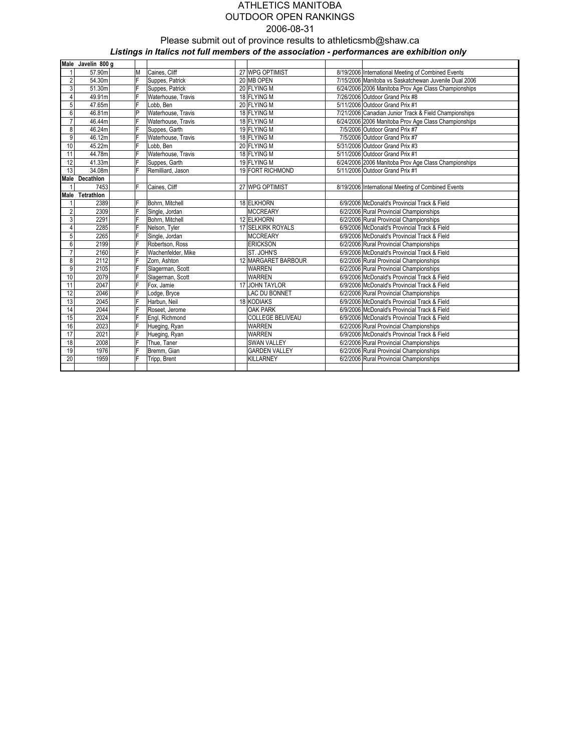# ATHLETICS MANITOBA
## OUTDOOR OPEN RANKINGS
### 2006-08-31

Please submit out of province results to athleticsmb@shaw.ca

***Listings in Italics not full members of the association - performances are exhibition only***

| | | | | | | | | |
|---|---|---|---|---|---|---|---|---|
| **Male** | **Javelin 800 g** | | | | | | | |
| 1 | 57.90m | | M | Caines, Cliff | 27 | WPG OPTIMIST | 8/19/2006 | International Meeting of Combined Events |
| 2 | 54.30m | | F | Suppes, Patrick | 20 | MB OPEN | 7/15/2006 | Manitoba vs Saskatchewan Juvenile Dual 2006 |
| 3 | 51.30m | | F | Suppes, Patrick | 20 | FLYING M | 6/24/2006 | 2006 Manitoba Prov Age Class Championships |
| 4 | 49.91m | | F | Waterhouse, Travis | 18 | FLYING M | 7/26/2006 | Outdoor Grand Prix #8 |
| 5 | 47.65m | | F | Lobb, Ben | 20 | FLYING M | 5/11/2006 | Outdoor Grand Prix #1 |
| 6 | 46.81m | | P | Waterhouse, Travis | 18 | FLYING M | 7/21/2006 | Canadian Junior Track & Field Championships |
| 7 | 46.44m | | F | Waterhouse, Travis | 18 | FLYING M | 6/24/2006 | 2006 Manitoba Prov Age Class Championships |
| 8 | 46.24m | | F | Suppes, Garth | 19 | FLYING M | 7/5/2006 | Outdoor Grand Prix #7 |
| 9 | 46.12m | | F | Waterhouse, Travis | 18 | FLYING M | 7/5/2006 | Outdoor Grand Prix #7 |
| 10 | 45.22m | | F | Lobb, Ben | 20 | FLYING M | 5/31/2006 | Outdoor Grand Prix #3 |
| 11 | 44.78m | | F | Waterhouse, Travis | 18 | FLYING M | 5/11/2006 | Outdoor Grand Prix #1 |
| 12 | 41.33m | | F | Suppes, Garth | 19 | FLYING M | 6/24/2006 | 2006 Manitoba Prov Age Class Championships |
| 13 | 34.08m | | F | Remilliard, Jason | 19 | FORT RICHMOND | 5/11/2006 | Outdoor Grand Prix #1 |
| **Male** | **Decathlon** | | | | | | | |
| 1 | 7453 | | F | Caines, Cliff | 27 | WPG OPTIMIST | 8/19/2006 | International Meeting of Combined Events |
| **Male** | **Tetrathlon** | | | | | | | |
| 1 | 2389 | | F | Bohrn, Mitchell | 18 | ELKHORN | 6/9/2006 | McDonald's Provincial Track & Field |
| 2 | 2309 | | F | Single, Jordan | | MCCREARY | 6/2/2006 | Rural Provincial Championships |
| 3 | 2291 | | F | Bohrn, Mitchell | 12 | ELKHORN | 6/2/2006 | Rural Provincial Championships |
| 4 | 2285 | | F | Nelson, Tyler | 17 | SELKIRK ROYALS | 6/9/2006 | McDonald's Provincial Track & Field |
| 5 | 2265 | | F | Single, Jordan | | MCCREARY | 6/9/2006 | McDonald's Provincial Track & Field |
| 6 | 2199 | | F | Robertson, Ross | | ERICKSON | 6/2/2006 | Rural Provincial Championships |
| 7 | 2160 | | F | Wachenfelder, Mike | | ST. JOHN'S | 6/9/2006 | McDonald's Provincial Track & Field |
| 8 | 2112 | | F | Zorn, Ashton | 12 | MARGARET BARBOUR | 6/2/2006 | Rural Provincial Championships |
| 9 | 2105 | | F | Slagerman, Scott | | WARREN | 6/2/2006 | Rural Provincial Championships |
| 10 | 2079 | | F | Slagerman, Scott | | WARREN | 6/9/2006 | McDonald's Provincial Track & Field |
| 11 | 2047 | | F | Fox, Jamie | 17 | JOHN TAYLOR | 6/9/2006 | McDonald's Provincial Track & Field |
| 12 | 2046 | | F | Lodge, Bryce | | LAC DU BONNET | 6/2/2006 | Rural Provincial Championships |
| 13 | 2045 | | F | Harbun, Neil | 18 | KODIAKS | 6/9/2006 | McDonald's Provincial Track & Field |
| 14 | 2044 | | F | Roseet, Jerome | | OAK PARK | 6/9/2006 | McDonald's Provincial Track & Field |
| 15 | 2024 | | F | Engl, Richmond | | COLLEGE BELIVEAU | 6/9/2006 | McDonald's Provincial Track & Field |
| 16 | 2023 | | F | Hueging, Ryan | | WARREN | 6/2/2006 | Rural Provincial Championships |
| 17 | 2021 | | F | Hueging, Ryan | | WARREN | 6/9/2006 | McDonald's Provincial Track & Field |
| 18 | 2008 | | F | Thue, Taner | | SWAN VALLEY | 6/2/2006 | Rural Provincial Championships |
| 19 | 1976 | | F | Bremm, Gian | | GARDEN VALLEY | 6/2/2006 | Rural Provincial Championships |
| 20 | 1959 | | F | Tripp, Brent | | KILLARNEY | 6/2/2006 | Rural Provincial Championships |